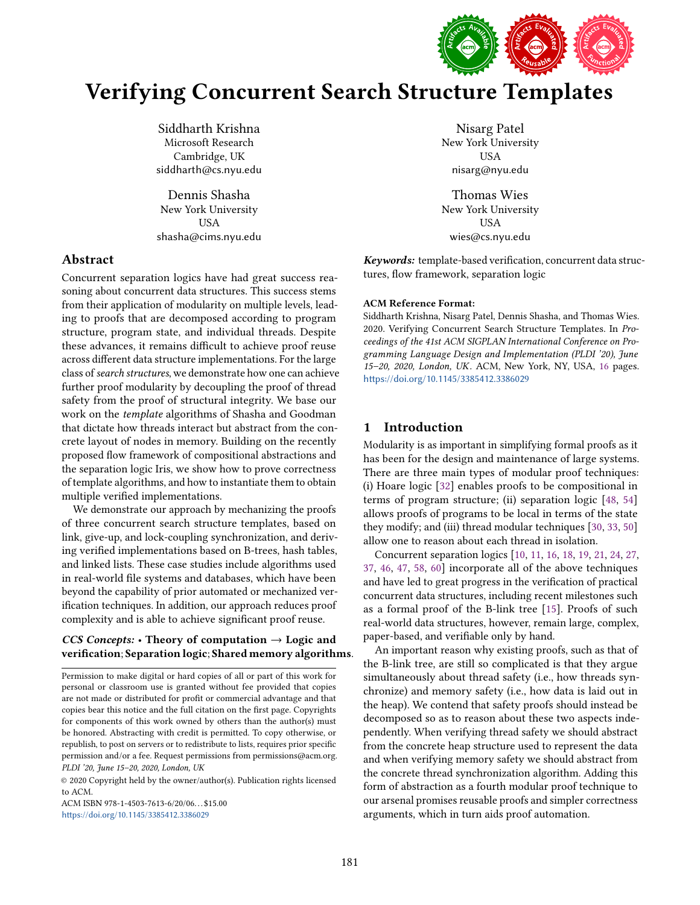# Verifying Concurrent Search Structure Templates

Siddharth Krishna
Microsoft Research
Cambridge, UK
siddharth@cs.nyu.edu

Nisarg Patel
New York University
USA
nisarg@nyu.edu

Dennis Shasha
New York University
USA
shasha@cims.nyu.edu

Thomas Wies
New York University
USA
wies@cs.nyu.edu

## Abstract

Concurrent separation logics have had great success reasoning about concurrent data structures. This success stems from their application of modularity on multiple levels, leading to proofs that are decomposed according to program structure, program state, and individual threads. Despite these advances, it remains difficult to achieve proof reuse across different data structure implementations. For the large class of *search structures*, we demonstrate how one can achieve further proof modularity by decoupling the proof of thread safety from the proof of structural integrity. We base our work on the *template* algorithms of Shasha and Goodman that dictate how threads interact but abstract from the concrete layout of nodes in memory. Building on the recently proposed flow framework of compositional abstractions and the separation logic Iris, we show how to prove correctness of template algorithms, and how to instantiate them to obtain multiple verified implementations.

We demonstrate our approach by mechanizing the proofs of three concurrent search structure templates, based on link, give-up, and lock-coupling synchronization, and deriving verified implementations based on B-trees, hash tables, and linked lists. These case studies include algorithms used in real-world file systems and databases, which have been beyond the capability of prior automated or mechanized verification techniques. In addition, our approach reduces proof complexity and is able to achieve significant proof reuse.

***CCS Concepts:*** • **Theory of computation → Logic and verification**; **Separation logic**; **Shared memory algorithms**.

***Keywords:*** template-based verification, concurrent data structures, flow framework, separation logic

**ACM Reference Format:**
Siddharth Krishna, Nisarg Patel, Dennis Shasha, and Thomas Wies. 2020. Verifying Concurrent Search Structure Templates. In *Proceedings of the 41st ACM SIGPLAN International Conference on Programming Language Design and Implementation (PLDI '20), June 15–20, 2020, London, UK*. ACM, New York, NY, USA, 16 pages. https://doi.org/10.1145/3385412.3386029

Permission to make digital or hard copies of all or part of this work for personal or classroom use is granted without fee provided that copies are not made or distributed for profit or commercial advantage and that copies bear this notice and the full citation on the first page. Copyrights for components of this work owned by others than the author(s) must be honored. Abstracting with credit is permitted. To copy otherwise, or republish, to post on servers or to redistribute to lists, requires prior specific permission and/or a fee. Request permissions from permissions@acm.org.
*PLDI '20, June 15–20, 2020, London, UK*

© 2020 Copyright held by the owner/author(s). Publication rights licensed to ACM.
ACM ISBN 978-1-4503-7613-6/20/06...$15.00
https://doi.org/10.1145/3385412.3386029

## 1 Introduction

Modularity is as important in simplifying formal proofs as it has been for the design and maintenance of large systems. There are three main types of modular proof techniques: (i) Hoare logic [32] enables proofs to be compositional in terms of program structure; (ii) separation logic [48, 54] allows proofs of programs to be local in terms of the state they modify; and (iii) thread modular techniques [30, 33, 50] allow one to reason about each thread in isolation.

Concurrent separation logics [10, 11, 16, 18, 19, 21, 24, 27, 37, 46, 47, 58, 60] incorporate all of the above techniques and have led to great progress in the verification of practical concurrent data structures, including recent milestones such as a formal proof of the B-link tree [15]. Proofs of such real-world data structures, however, remain large, complex, paper-based, and verifiable only by hand.

An important reason why existing proofs, such as that of the B-link tree, are still so complicated is that they argue simultaneously about thread safety (i.e., how threads synchronize) and memory safety (i.e., how data is laid out in the heap). We contend that safety proofs should instead be decomposed so as to reason about these two aspects independently. When verifying thread safety we should abstract from the concrete heap structure used to represent the data and when verifying memory safety we should abstract from the concrete thread synchronization algorithm. Adding this form of abstraction as a fourth modular proof technique to our arsenal promises reusable proofs and simpler correctness arguments, which in turn aids proof automation.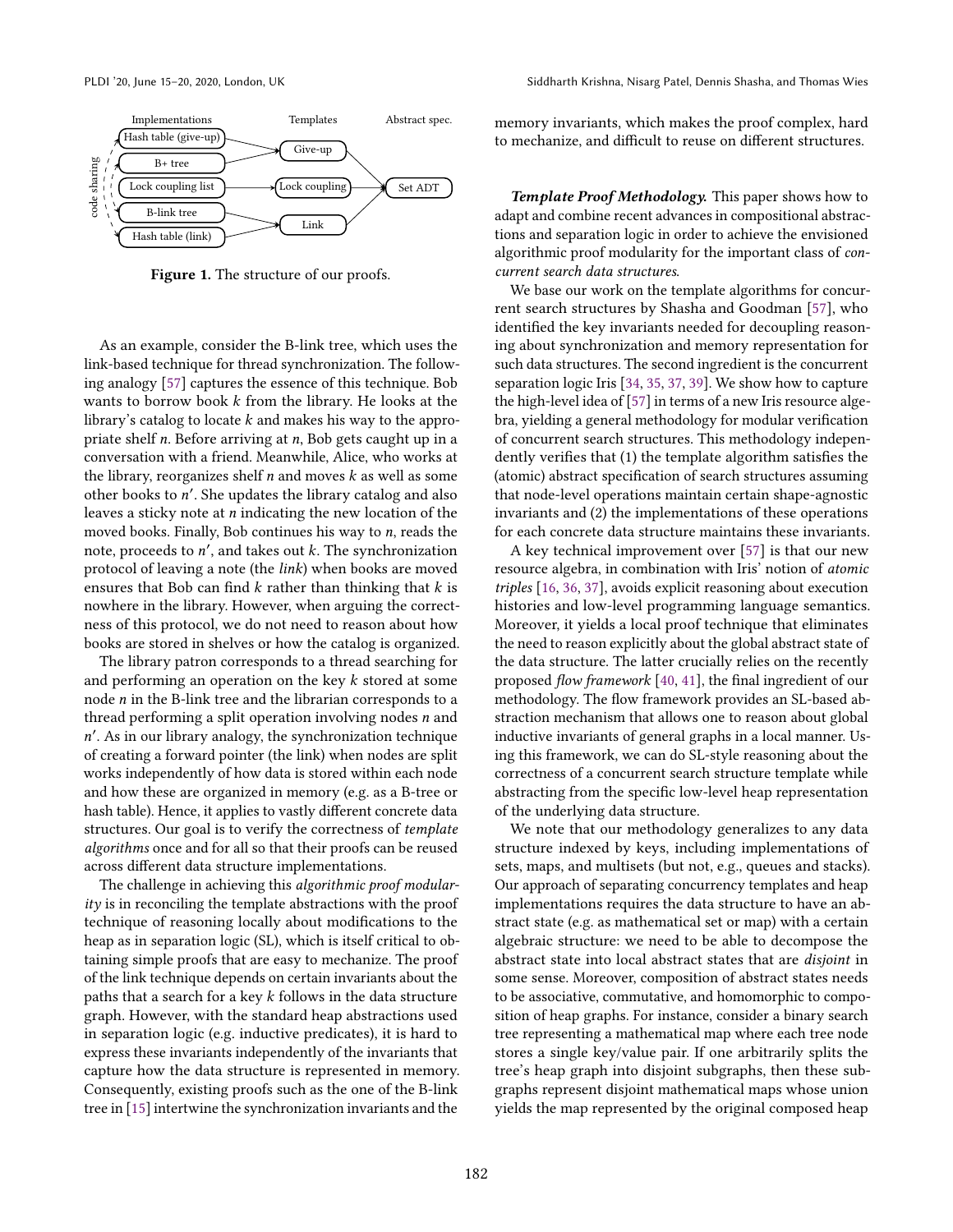Figure 1. The structure of our proofs.

As an example, consider the B-link tree, which uses the link-based technique for thread synchronization. The following analogy [57] captures the essence of this technique. Bob wants to borrow book $k$ from the library. He looks at the library's catalog to locate $k$ and makes his way to the appropriate shelf $n$. Before arriving at $n$, Bob gets caught up in a conversation with a friend. Meanwhile, Alice, who works at the library, reorganizes shelf $n$ and moves $k$ as well as some other books to $n'$. She updates the library catalog and also leaves a sticky note at $n$ indicating the new location of the moved books. Finally, Bob continues his way to $n$, reads the note, proceeds to $n'$, and takes out $k$. The synchronization protocol of leaving a note (the *link*) when books are moved ensures that Bob can find $k$ rather than thinking that $k$ is nowhere in the library. However, when arguing the correctness of this protocol, we do not need to reason about how books are stored in shelves or how the catalog is organized.

The library patron corresponds to a thread searching for and performing an operation on the key $k$ stored at some node $n$ in the B-link tree and the librarian corresponds to a thread performing a split operation involving nodes $n$ and $n'$. As in our library analogy, the synchronization technique of creating a forward pointer (the link) when nodes are split works independently of how data is stored within each node and how these are organized in memory (e.g. as a B-tree or hash table). Hence, it applies to vastly different concrete data structures. Our goal is to verify the correctness of *template algorithms* once and for all so that their proofs can be reused across different data structure implementations.

The challenge in achieving this *algorithmic proof modularity* is in reconciling the template abstractions with the proof technique of reasoning locally about modifications to the heap as in separation logic (SL), which is itself critical to obtaining simple proofs that are easy to mechanize. The proof of the link technique depends on certain invariants about the paths that a search for a key $k$ follows in the data structure graph. However, with the standard heap abstractions used in separation logic (e.g. inductive predicates), it is hard to express these invariants independently of the invariants that capture how the data structure is represented in memory. Consequently, existing proofs such as the one of the B-link tree in [15] intertwine the synchronization invariants and the memory invariants, which makes the proof complex, hard to mechanize, and difficult to reuse on different structures.

***Template Proof Methodology.*** This paper shows how to adapt and combine recent advances in compositional abstractions and separation logic in order to achieve the envisioned algorithmic proof modularity for the important class of *concurrent search data structures*.

We base our work on the template algorithms for concurrent search structures by Shasha and Goodman [57], who identified the key invariants needed for decoupling reasoning about synchronization and memory representation for such data structures. The second ingredient is the concurrent separation logic Iris [34, 35, 37, 39]. We show how to capture the high-level idea of [57] in terms of a new Iris resource algebra, yielding a general methodology for modular verification of concurrent search structures. This methodology independently verifies that (1) the template algorithm satisfies the (atomic) abstract specification of search structures assuming that node-level operations maintain certain shape-agnostic invariants and (2) the implementations of these operations for each concrete data structure maintains these invariants.

A key technical improvement over [57] is that our new resource algebra, in combination with Iris' notion of *atomic triples* [16, 36, 37], avoids explicit reasoning about execution histories and low-level programming language semantics. Moreover, it yields a local proof technique that eliminates the need to reason explicitly about the global abstract state of the data structure. The latter crucially relies on the recently proposed *flow framework* [40, 41], the final ingredient of our methodology. The flow framework provides an SL-based abstraction mechanism that allows one to reason about global inductive invariants of general graphs in a local manner. Using this framework, we can do SL-style reasoning about the correctness of a concurrent search structure template while abstracting from the specific low-level heap representation of the underlying data structure.

We note that our methodology generalizes to any data structure indexed by keys, including implementations of sets, maps, and multisets (but not, e.g., queues and stacks). Our approach of separating concurrency templates and heap implementations requires the data structure to have an abstract state (e.g. as mathematical set or map) with a certain algebraic structure: we need to be able to decompose the abstract state into local abstract states that are *disjoint* in some sense. Moreover, composition of abstract states needs to be associative, commutative, and homomorphic to composition of heap graphs. For instance, consider a binary search tree representing a mathematical map where each tree node stores a single key/value pair. If one arbitrarily splits the tree's heap graph into disjoint subgraphs, then these subgraphs represent disjoint mathematical maps whose union yields the map represented by the original composed heap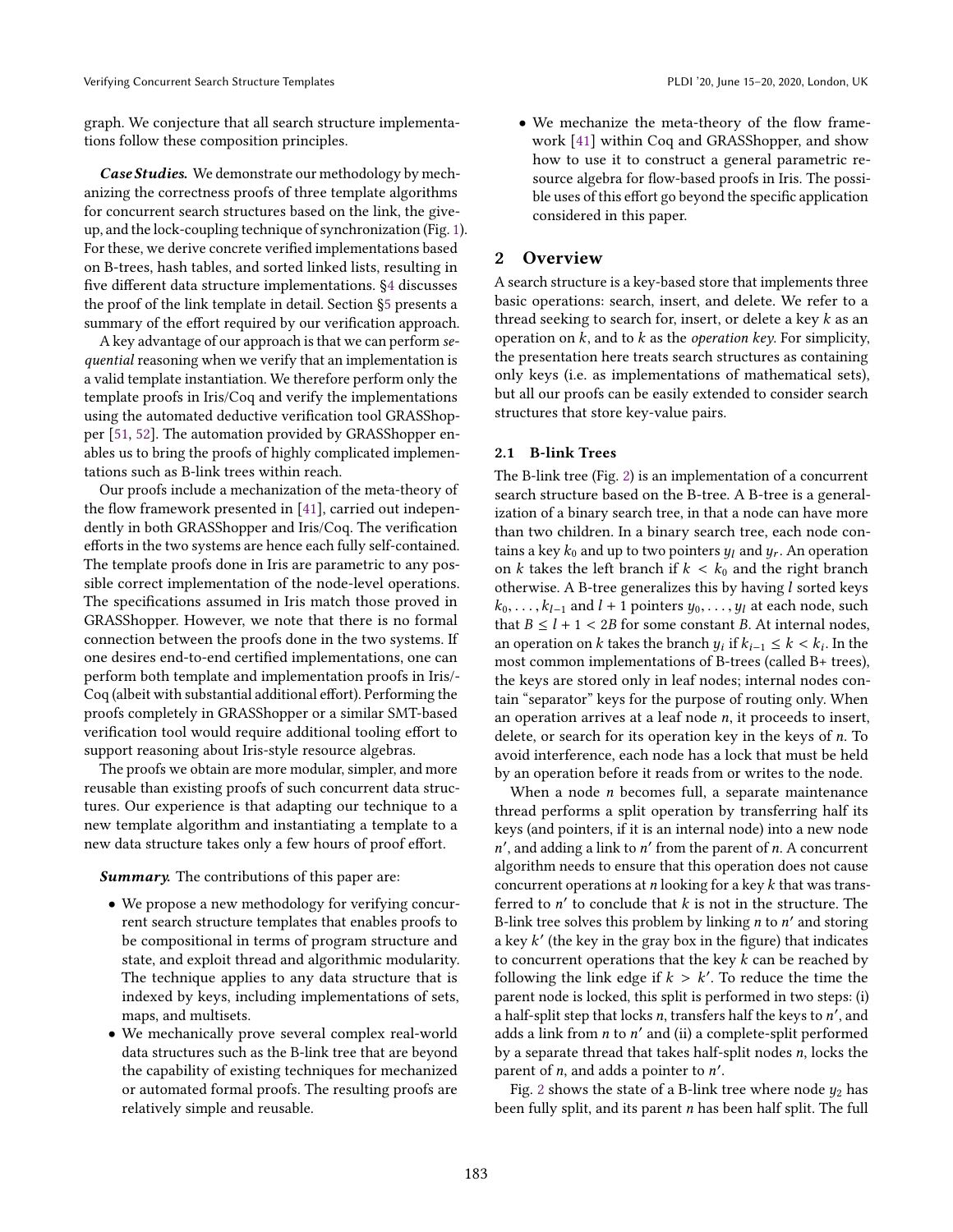graph. We conjecture that all search structure implementations follow these composition principles.

***Case Studies.*** We demonstrate our methodology by mechanizing the correctness proofs of three template algorithms for concurrent search structures based on the link, the give-up, and the lock-coupling technique of synchronization (Fig. 1). For these, we derive concrete verified implementations based on B-trees, hash tables, and sorted linked lists, resulting in five different data structure implementations. §4 discusses the proof of the link template in detail. Section §5 presents a summary of the effort required by our verification approach.

A key advantage of our approach is that we can perform *sequential* reasoning when we verify that an implementation is a valid template instantiation. We therefore perform only the template proofs in Iris/Coq and verify the implementations using the automated deductive verification tool GRASShopper [51, 52]. The automation provided by GRASShopper enables us to bring the proofs of highly complicated implementations such as B-link trees within reach.

Our proofs include a mechanization of the meta-theory of the flow framework presented in [41], carried out independently in both GRASShopper and Iris/Coq. The verification efforts in the two systems are hence each fully self-contained. The template proofs done in Iris are parametric to any possible correct implementation of the node-level operations. The specifications assumed in Iris match those proved in GRASShopper. However, we note that there is no formal connection between the proofs done in the two systems. If one desires end-to-end certified implementations, one can perform both template and implementation proofs in Iris/-Coq (albeit with substantial additional effort). Performing the proofs completely in GRASShopper or a similar SMT-based verification tool would require additional tooling effort to support reasoning about Iris-style resource algebras.

The proofs we obtain are more modular, simpler, and more reusable than existing proofs of such concurrent data structures. Our experience is that adapting our technique to a new template algorithm and instantiating a template to a new data structure takes only a few hours of proof effort.

***Summary.*** The contributions of this paper are:

- We propose a new methodology for verifying concurrent search structure templates that enables proofs to be compositional in terms of program structure and state, and exploit thread and algorithmic modularity. The technique applies to any data structure that is indexed by keys, including implementations of sets, maps, and multisets.
- We mechanically prove several complex real-world data structures such as the B-link tree that are beyond the capability of existing techniques for mechanized or automated formal proofs. The resulting proofs are relatively simple and reusable.
- We mechanize the meta-theory of the flow framework [41] within Coq and GRASShopper, and show how to use it to construct a general parametric resource algebra for flow-based proofs in Iris. The possible uses of this effort go beyond the specific application considered in this paper.

## 2 Overview

A search structure is a key-based store that implements three basic operations: search, insert, and delete. We refer to a thread seeking to search for, insert, or delete a key $k$ as an operation on $k$, and to $k$ as the *operation key*. For simplicity, the presentation here treats search structures as containing only keys (i.e. as implementations of mathematical sets), but all our proofs can be easily extended to consider search structures that store key-value pairs.

### 2.1 B-link Trees

The B-link tree (Fig. 2) is an implementation of a concurrent search structure based on the B-tree. A B-tree is a generalization of a binary search tree, in that a node can have more than two children. In a binary search tree, each node contains a key $k_0$ and up to two pointers $y_l$ and $y_r$. An operation on $k$ takes the left branch if $k < k_0$ and the right branch otherwise. A B-tree generalizes this by having $l$ sorted keys $k_0, \ldots, k_{l-1}$ and $l+1$ pointers $y_0, \ldots, y_l$ at each node, such that $B \leq l + 1 < 2B$ for some constant $B$. At internal nodes, an operation on $k$ takes the branch $y_i$ if $k_{i-1} \leq k < k_i$. In the most common implementations of B-trees (called B+ trees), the keys are stored only in leaf nodes; internal nodes contain "separator" keys for the purpose of routing only. When an operation arrives at a leaf node $n$, it proceeds to insert, delete, or search for its operation key in the keys of $n$. To avoid interference, each node has a lock that must be held by an operation before it reads from or writes to the node.

When a node $n$ becomes full, a separate maintenance thread performs a split operation by transferring half its keys (and pointers, if it is an internal node) into a new node $n'$, and adding a link to $n'$ from the parent of $n$. A concurrent algorithm needs to ensure that this operation does not cause concurrent operations at $n$ looking for a key $k$ that was transferred to $n'$ to conclude that $k$ is not in the structure. The B-link tree solves this problem by linking $n$ to $n'$ and storing a key $k'$ (the key in the gray box in the figure) that indicates to concurrent operations that the key $k$ can be reached by following the link edge if $k > k'$. To reduce the time the parent node is locked, this split is performed in two steps: (i) a half-split step that locks $n$, transfers half the keys to $n'$, and adds a link from $n$ to $n'$ and (ii) a complete-split performed by a separate thread that takes half-split nodes $n$, locks the parent of $n$, and adds a pointer to $n'$.

Fig. 2 shows the state of a B-link tree where node $y_2$ has been fully split, and its parent $n$ has been half split. The full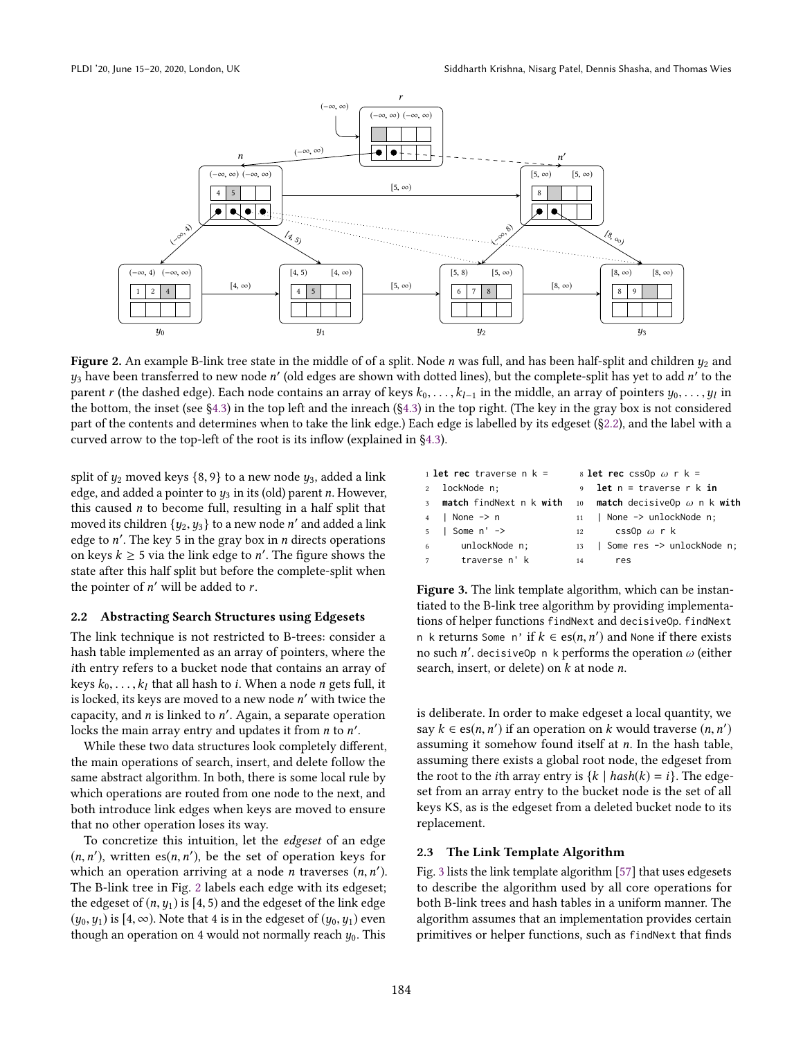**Figure 2.** An example B-link tree state in the middle of of a split. Node $n$ was full, and has been half-split and children $y_2$ and $y_3$ have been transferred to new node $n'$ (old edges are shown with dotted lines), but the complete-split has yet to add $n'$ to the parent $r$ (the dashed edge). Each node contains an array of keys $k_0, \ldots, k_{l-1}$ in the middle, an array of pointers $y_0, \ldots, y_l$ in the bottom, the inset (see §4.3) in the top left and the inreach (§4.3) in the top right. (The key in the gray box is not considered part of the contents and determines when to take the link edge.) Each edge is labelled by its edgeset (§2.2), and the label with a curved arrow to the top-left of the root is its inflow (explained in §4.3).

split of $y_2$ moved keys $\{8, 9\}$ to a new node $y_3$, added a link edge, and added a pointer to $y_3$ in its (old) parent $n$. However, this caused $n$ to become full, resulting in a half split that moved its children $\{y_2, y_3\}$ to a new node $n'$ and added a link edge to $n'$. The key 5 in the gray box in $n$ directs operations on keys $k \geq 5$ via the link edge to $n'$. The figure shows the state after this half split but before the complete-split when the pointer of $n'$ will be added to $r$.

## 2.2 Abstracting Search Structures using Edgesets

The link technique is not restricted to B-trees: consider a hash table implemented as an array of pointers, where the $i$th entry refers to a bucket node that contains an array of keys $k_0, \ldots, k_l$ that all hash to $i$. When a node $n$ gets full, it is locked, its keys are moved to a new node $n'$ with twice the capacity, and $n$ is linked to $n'$. Again, a separate operation locks the main array entry and updates it from $n$ to $n'$.

While these two data structures look completely different, the main operations of search, insert, and delete follow the same abstract algorithm. In both, there is some local rule by which operations are routed from one node to the next, and both introduce link edges when keys are moved to ensure that no other operation loses its way.

To concretize this intuition, let the *edgeset* of an edge $(n, n')$, written $\mathrm{es}(n, n')$, be the set of operation keys for which an operation arriving at a node $n$ traverses $(n, n')$. The B-link tree in Fig. 2 labels each edge with its edgeset; the edgeset of $(n, y_1)$ is $[4, 5)$ and the edgeset of the link edge $(y_0, y_1)$ is $[4, \infty)$. Note that 4 is in the edgeset of $(y_0, y_1)$ even though an operation on 4 would not normally reach $y_0$. This is deliberate. In order to make edgeset a local quantity, we say $k \in \mathrm{es}(n, n')$ if an operation on $k$ would traverse $(n, n')$ assuming it somehow found itself at $n$. In the hash table, assuming there exists a global root node, the edgeset from the root to the $i$th array entry is $\{k \mid hash(k) = i\}$. The edgeset from an array entry to the bucket node is the set of all keys KS, as is the edgeset from a deleted bucket node to its replacement.

```
1 let rec traverse n k =
2   lockNode n;
3   match findNext n k with
4   | None -> n
5   | Some n' ->
6       unlockNode n;
7       traverse n' k

8 let rec cssOp ω r k =
9   let n = traverse r k in
10  match decisiveOp ω n k with
11  | None -> unlockNode n;
12      cssOp ω r k
13  | Some res -> unlockNode n;
14      res
```

**Figure 3.** The link template algorithm, which can be instantiated to the B-link tree algorithm by providing implementations of helper functions `findNext` and `decisiveOp`. `findNext n k` returns `Some n'` if $k \in \mathrm{es}(n, n')$ and `None` if there exists no such $n'$. `decisiveOp n k` performs the operation $\omega$ (either search, insert, or delete) on $k$ at node $n$.

## 2.3 The Link Template Algorithm

Fig. 3 lists the link template algorithm [57] that uses edgesets to describe the algorithm used by all core operations for both B-link trees and hash tables in a uniform manner. The algorithm assumes that an implementation provides certain primitives or helper functions, such as `findNext` that finds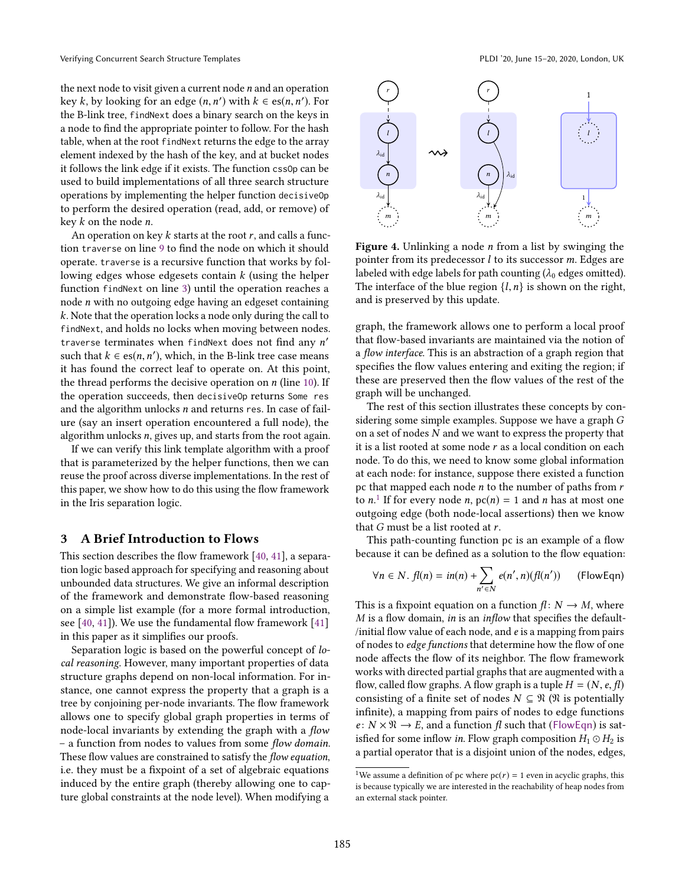the next node to visit given a current node $n$ and an operation key $k$, by looking for an edge $(n, n')$ with $k \in \mathrm{es}(n, n')$. For the B-link tree, `findNext` does a binary search on the keys in a node to find the appropriate pointer to follow. For the hash table, when at the root `findNext` returns the edge to the array element indexed by the hash of the key, and at bucket nodes it follows the link edge if it exists. The function `cssOp` can be used to build implementations of all three search structure operations by implementing the helper function `decisiveOp` to perform the desired operation (read, add, or remove) of key $k$ on the node $n$.

An operation on key $k$ starts at the root $r$, and calls a function `traverse` on line 9 to find the node on which it should operate. `traverse` is a recursive function that works by following edges whose edgesets contain $k$ (using the helper function `findNext` on line 3) until the operation reaches a node $n$ with no outgoing edge having an edgeset containing $k$. Note that the operation locks a node only during the call to `findNext`, and holds no locks when moving between nodes. `traverse` terminates when `findNext` does not find any $n'$ such that $k \in \mathrm{es}(n, n')$, which, in the B-link tree case means it has found the correct leaf to operate on. At this point, the thread performs the decisive operation on $n$ (line 10). If the operation succeeds, then `decisiveOp` returns `Some res` and the algorithm unlocks $n$ and returns `res`. In case of failure (say an insert operation encountered a full node), the algorithm unlocks $n$, gives up, and starts from the root again.

If we can verify this link template algorithm with a proof that is parameterized by the helper functions, then we can reuse the proof across diverse implementations. In the rest of this paper, we show how to do this using the flow framework in the Iris separation logic.

## 3 A Brief Introduction to Flows

This section describes the flow framework [40, 41], a separation logic based approach for specifying and reasoning about unbounded data structures. We give an informal description of the framework and demonstrate flow-based reasoning on a simple list example (for a more formal introduction, see [40, 41]). We use the fundamental flow framework [41] in this paper as it simplifies our proofs.

Separation logic is based on the powerful concept of *local reasoning*. However, many important properties of data structure graphs depend on non-local information. For instance, one cannot express the property that a graph is a tree by conjoining per-node invariants. The flow framework allows one to specify global graph properties in terms of node-local invariants by extending the graph with a *flow* – a function from nodes to values from some *flow domain*. These flow values are constrained to satisfy the *flow equation*, i.e. they must be a fixpoint of a set of algebraic equations induced by the entire graph (thereby allowing one to capture global constraints at the node level). When modifying a

**Figure 4.** Unlinking a node $n$ from a list by swinging the pointer from its predecessor $l$ to its successor $m$. Edges are labeled with edge labels for path counting ($\lambda_0$ edges omitted). The interface of the blue region $\{l, n\}$ is shown on the right, and is preserved by this update.

graph, the framework allows one to perform a local proof that flow-based invariants are maintained via the notion of a *flow interface*. This is an abstraction of a graph region that specifies the flow values entering and exiting the region; if these are preserved then the flow values of the rest of the graph will be unchanged.

The rest of this section illustrates these concepts by considering some simple examples. Suppose we have a graph $G$ on a set of nodes $N$ and we want to express the property that it is a list rooted at some node $r$ as a local condition on each node. To do this, we need to know some global information at each node: for instance, suppose there existed a function pc that mapped each node $n$ to the number of paths from $r$ to $n$.[1] If for every node $n$, $\mathrm{pc}(n) = 1$ and $n$ has at most one outgoing edge (both node-local assertions) then we know that $G$ must be a list rooted at $r$.

This path-counting function pc is an example of a flow because it can be defined as a solution to the flow equation:

$$\forall n \in N.\ \mathit{fl}(n) = \mathit{in}(n) + \sum_{n' \in N} e(n', n)(\mathit{fl}(n')) \qquad \text{(FlowEqn)}$$

This is a fixpoint equation on a function $\mathit{fl}\colon N \to M$, where $M$ is a flow domain, *in* is an *inflow* that specifies the default-/initial flow value of each node, and $e$ is a mapping from pairs of nodes to *edge functions* that determine how the flow of one node affects the flow of its neighbor. The flow framework works with directed partial graphs that are augmented with a flow, called flow graphs. A flow graph is a tuple $H = (N, e, \mathit{fl})$ consisting of a finite set of nodes $N \subseteq \mathfrak{N}$ ($\mathfrak{N}$ is potentially infinite), a mapping from pairs of nodes to edge functions $e\colon N \times \mathfrak{N} \to E$, and a function $\mathit{fl}$ such that (FlowEqn) is satisfied for some inflow *in*. Flow graph composition $H_1 \odot H_2$ is a partial operator that is a disjoint union of the nodes, edges,

[1] We assume a definition of pc where $\mathrm{pc}(r) = 1$ even in acyclic graphs, this is because typically we are interested in the reachability of heap nodes from an external stack pointer.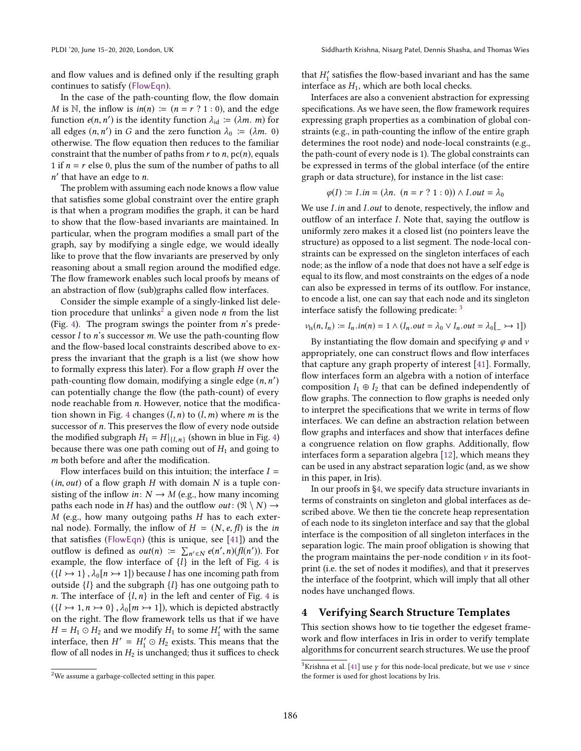and flow values and is defined only if the resulting graph continues to satisfy (FlowEqn).

In the case of the path-counting flow, the flow domain $M$ is $\mathbb{N}$, the inflow is $in(n) := (n = r \ ? \ 1 : 0)$, and the edge function $e(n, n')$ is the identity function $\lambda_{\text{id}} := (\lambda m.\ m)$ for all edges $(n, n')$ in $G$ and the zero function $\lambda_0 := (\lambda m.\ 0)$ otherwise. The flow equation then reduces to the familiar constraint that the number of paths from $r$ to $n$, $\text{pc}(n)$, equals 1 if $n = r$ else 0, plus the sum of the number of paths to all $n'$ that have an edge to $n$.

The problem with assuming each node knows a flow value that satisfies some global constraint over the entire graph is that when a program modifies the graph, it can be hard to show that the flow-based invariants are maintained. In particular, when the program modifies a small part of the graph, say by modifying a single edge, we would ideally like to prove that the flow invariants are preserved by only reasoning about a small region around the modified edge. The flow framework enables such local proofs by means of an abstraction of flow (sub)graphs called flow interfaces.

Consider the simple example of a singly-linked list deletion procedure that unlinks[2] a given node $n$ from the list (Fig. 4). The program swings the pointer from $n$'s predecessor $l$ to $n$'s successor $m$. We use the path-counting flow and the flow-based local constraints described above to express the invariant that the graph is a list (we show how to formally express this later). For a flow graph $H$ over the path-counting flow domain, modifying a single edge $(n, n')$ can potentially change the flow (the path-count) of every node reachable from $n$. However, notice that the modification shown in Fig. 4 changes $(l, n)$ to $(l, m)$ where $m$ is the successor of $n$. This preserves the flow of every node outside the modified subgraph $H_1 = H|_{\{l,n\}}$ (shown in blue in Fig. 4) because there was one path coming out of $H_1$ and going to $m$ both before and after the modification.

Flow interfaces build on this intuition; the interface $I = (in, out)$ of a flow graph $H$ with domain $N$ is a tuple consisting of the inflow $in\colon N \to M$ (e.g., how many incoming paths each node in $H$ has) and the outflow $out\colon (\mathfrak{N} \setminus N) \to M$ (e.g., how many outgoing paths $H$ has to each external node). Formally, the inflow of $H = (N, e, fl)$ is the $in$ that satisfies (FlowEqn) (this is unique, see [41]) and the outflow is defined as $out(n) := \sum_{n' \in N} e(n', n)(fl(n'))$. For example, the flow interface of $\{l\}$ in the left of Fig. 4 is $(\{l \rightarrowtail 1\}, \lambda_0[n \rightarrowtail 1])$ because $l$ has one incoming path from outside $\{l\}$ and the subgraph $\{l\}$ has one outgoing path to $n$. The interface of $\{l, n\}$ in the left and center of Fig. 4 is $(\{l \rightarrowtail 1, n \rightarrowtail 0\}, \lambda_0[m \rightarrowtail 1])$, which is depicted abstractly on the right. The flow framework tells us that if we have $H = H_1 \odot H_2$ and we modify $H_1$ to some $H_1'$ with the same interface, then $H' = H_1' \odot H_2$ exists. This means that the flow of all nodes in $H_2$ is unchanged; thus it suffices to check that $H_1'$ satisfies the flow-based invariant and has the same interface as $H_1$, which are both local checks.

Interfaces are also a convenient abstraction for expressing specifications. As we have seen, the flow framework requires expressing graph properties as a combination of global constraints (e.g., in path-counting the inflow of the entire graph determines the root node) and node-local constraints (e.g., the path-count of every node is 1). The global constraints can be expressed in terms of the global interface (of the entire graph or data structure), for instance in the list case:

$$\varphi(I) := I.in = (\lambda n.\ (n = r \ ? \ 1 : 0)) \land I.out = \lambda_0$$

We use $I.in$ and $I.out$ to denote, respectively, the inflow and outflow of an interface $I$. Note that, saying the outflow is uniformly zero makes it a closed list (no pointers leave the structure) as opposed to a list segment. The node-local constraints can be expressed on the singleton interfaces of each node; as the inflow of a node that does not have a self edge is equal to its flow, and most constraints on the edges of a node can also be expressed in terms of its outflow. For instance, to encode a list, one can say that each node and its singleton interface satisfy the following predicate: [3]

$$\nu_{\text{ls}}(n, I_n) := I_n.in(n) = 1 \land (I_n.out = \lambda_0 \lor I_n.out = \lambda_0[\_ \rightarrowtail 1])$$

By instantiating the flow domain and specifying $\varphi$ and $\nu$ appropriately, one can construct flows and flow interfaces that capture any graph property of interest [41]. Formally, flow interfaces form an algebra with a notion of interface composition $I_1 \oplus I_2$ that can be defined independently of flow graphs. The connection to flow graphs is needed only to interpret the specifications that we write in terms of flow interfaces. We can define an abstraction relation between flow graphs and interfaces and show that interfaces define a congruence relation on flow graphs. Additionally, flow interfaces form a separation algebra [12], which means they can be used in any abstract separation logic (and, as we show in this paper, in Iris).

In our proofs in §4, we specify data structure invariants in terms of constraints on singleton and global interfaces as described above. We then tie the concrete heap representation of each node to its singleton interface and say that the global interface is the composition of all singleton interfaces in the separation logic. The main proof obligation is showing that the program maintains the per-node condition $\nu$ in its footprint (i.e. the set of nodes it modifies), and that it preserves the interface of the footprint, which will imply that all other nodes have unchanged flows.

# 4 Verifying Search Structure Templates

This section shows how to tie together the edgeset framework and flow interfaces in Iris in order to verify template algorithms for concurrent search structures. We use the proof

---

[2] We assume a garbage-collected setting in this paper.

[3] Krishna et al. [41] use $\gamma$ for this node-local predicate, but we use $\nu$ since the former is used for ghost locations by Iris.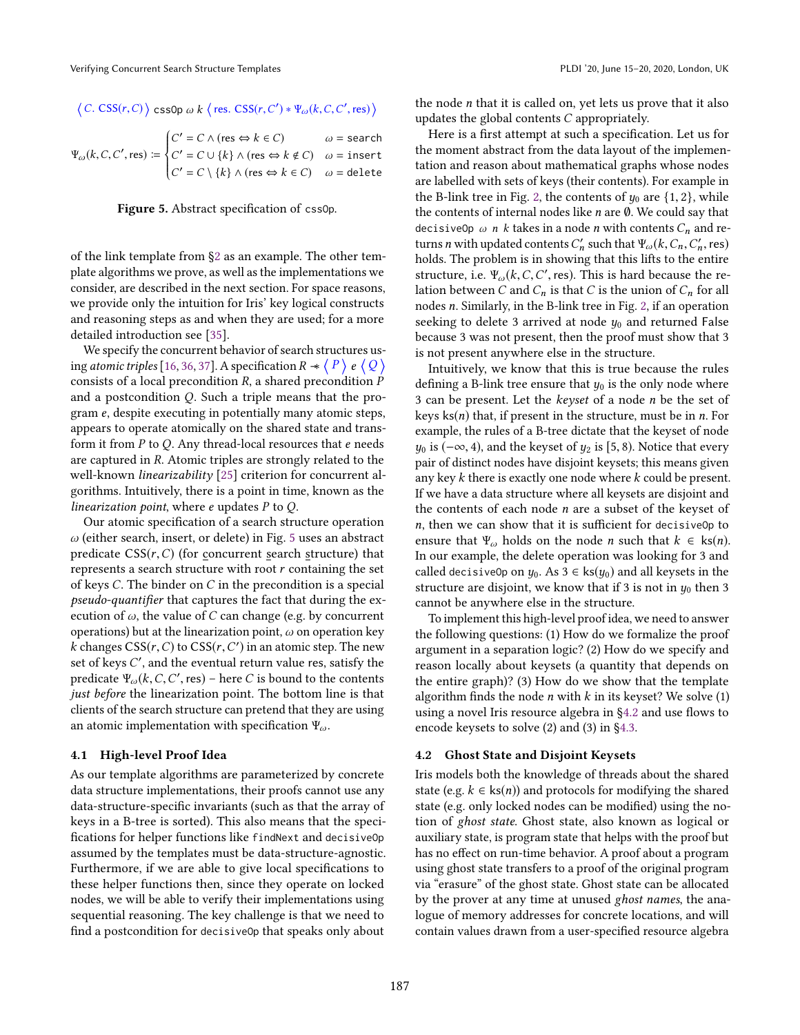$$\langle C.\ \mathsf{CSS}(r, C) \rangle\ \texttt{cssOp}\ \omega\ k\ \langle \mathsf{res}.\ \mathsf{CSS}(r, C') * \Psi_\omega(k, C, C', \mathsf{res}) \rangle$$

$$\Psi_\omega(k, C, C', \mathsf{res}) := \begin{cases} C' = C \land (\mathsf{res} \Leftrightarrow k \in C) & \omega = \texttt{search} \\ C' = C \cup \{k\} \land (\mathsf{res} \Leftrightarrow k \notin C) & \omega = \texttt{insert} \\ C' = C \setminus \{k\} \land (\mathsf{res} \Leftrightarrow k \in C) & \omega = \texttt{delete} \end{cases}$$

**Figure 5.** Abstract specification of `cssOp`.

of the link template from §2 as an example. The other template algorithms we prove, as well as the implementations we consider, are described in the next section. For space reasons, we provide only the intuition for Iris' key logical constructs and reasoning steps as and when they are used; for a more detailed introduction see [35].

We specify the concurrent behavior of search structures using *atomic triples* [16, 36, 37]. A specification $R \twoheadrightarrow \langle P \rangle\ e\ \langle Q \rangle$ consists of a local precondition $R$, a shared precondition $P$ and a postcondition $Q$. Such a triple means that the program $e$, despite executing in potentially many atomic steps, appears to operate atomically on the shared state and transform it from $P$ to $Q$. Any thread-local resources that $e$ needs are captured in $R$. Atomic triples are strongly related to the well-known *linearizability* [25] criterion for concurrent algorithms. Intuitively, there is a point in time, known as the *linearization point*, where $e$ updates $P$ to $Q$.

Our atomic specification of a search structure operation $\omega$ (either search, insert, or delete) in Fig. 5 uses an abstract predicate $\mathsf{CSS}(r, C)$ (for concurrent search structure) that represents a search structure with root $r$ containing the set of keys $C$. The binder on $C$ in the precondition is a special *pseudo-quantifier* that captures the fact that during the execution of $\omega$, the value of $C$ can change (e.g. by concurrent operations) but at the linearization point, $\omega$ on operation key $k$ changes $\mathsf{CSS}(r, C)$ to $\mathsf{CSS}(r, C')$ in an atomic step. The new set of keys $C'$, and the eventual return value res, satisfy the predicate $\Psi_\omega(k, C, C', \mathsf{res})$ – here $C$ is bound to the contents *just before* the linearization point. The bottom line is that clients of the search structure can pretend that they are using an atomic implementation with specification $\Psi_\omega$.

### 4.1 High-level Proof Idea

As our template algorithms are parameterized by concrete data structure implementations, their proofs cannot use any data-structure-specific invariants (such as that the array of keys in a B-tree is sorted). This also means that the specifications for helper functions like `findNext` and `decisiveOp` assumed by the templates must be data-structure-agnostic. Furthermore, if we are able to give local specifications to these helper functions then, since they operate on locked nodes, we will be able to verify their implementations using sequential reasoning. The key challenge is that we need to find a postcondition for `decisiveOp` that speaks only about the node $n$ that it is called on, yet lets us prove that it also updates the global contents $C$ appropriately.

Here is a first attempt at such a specification. Let us for the moment abstract from the data layout of the implementation and reason about mathematical graphs whose nodes are labelled with sets of keys (their contents). For example in the B-link tree in Fig. 2, the contents of $y_0$ are $\{1, 2\}$, while the contents of internal nodes like $n$ are $\emptyset$. We could say that `decisiveOp` $\omega$ $n$ $k$ takes in a node $n$ with contents $C_n$ and returns $n$ with updated contents $C'_n$ such that $\Psi_\omega(k, C_n, C'_n, \mathsf{res})$ holds. The problem is in showing that this lifts to the entire structure, i.e. $\Psi_\omega(k, C, C', \mathsf{res})$. This is hard because the relation between $C$ and $C_n$ is that $C$ is the union of $C_n$ for all nodes $n$. Similarly, in the B-link tree in Fig. 2, if an operation seeking to delete 3 arrived at node $y_0$ and returned False because 3 was not present, then the proof must show that 3 is not present anywhere else in the structure.

Intuitively, we know that this is true because the rules defining a B-link tree ensure that $y_0$ is the only node where 3 can be present. Let the *keyset* of a node $n$ be the set of keys $\mathsf{ks}(n)$ that, if present in the structure, must be in $n$. For example, the rules of a B-tree dictate that the keyset of node $y_0$ is $(-\infty, 4)$, and the keyset of $y_2$ is $[5, 8)$. Notice that every pair of distinct nodes have disjoint keysets; this means given any key $k$ there is exactly one node where $k$ could be present. If we have a data structure where all keysets are disjoint and the contents of each node $n$ are a subset of the keyset of $n$, then we can show that it is sufficient for `decisiveOp` to ensure that $\Psi_\omega$ holds on the node $n$ such that $k \in \mathsf{ks}(n)$. In our example, the delete operation was looking for 3 and called `decisiveOp` on $y_0$. As $3 \in \mathsf{ks}(y_0)$ and all keysets in the structure are disjoint, we know that if 3 is not in $y_0$ then 3 cannot be anywhere else in the structure.

To implement this high-level proof idea, we need to answer the following questions: (1) How do we formalize the proof argument in a separation logic? (2) How do we specify and reason locally about keysets (a quantity that depends on the entire graph)? (3) How do we show that the template algorithm finds the node $n$ with $k$ in its keyset? We solve (1) using a novel Iris resource algebra in §4.2 and use flows to encode keysets to solve (2) and (3) in §4.3.

### 4.2 Ghost State and Disjoint Keysets

Iris models both the knowledge of threads about the shared state (e.g. $k \in \mathsf{ks}(n)$) and protocols for modifying the shared state (e.g. only locked nodes can be modified) using the notion of *ghost state*. Ghost state, also known as logical or auxiliary state, is program state that helps with the proof but has no effect on run-time behavior. A proof about a program using ghost state transfers to a proof of the original program via "erasure" of the ghost state. Ghost state can be allocated by the prover at any time at unused *ghost names*, the analogue of memory addresses for concrete locations, and will contain values drawn from a user-specified resource algebra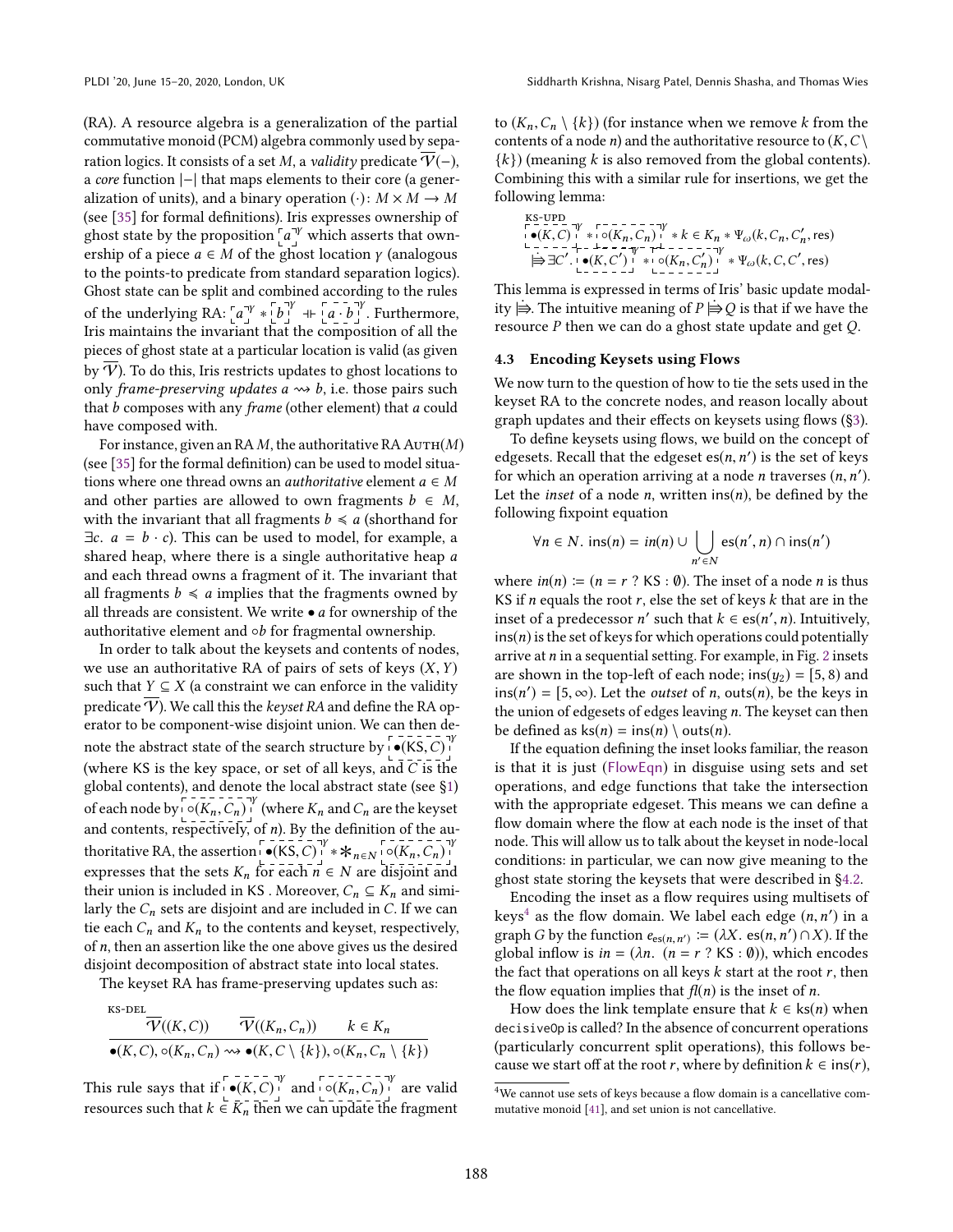(RA). A resource algebra is a generalization of the partial commutative monoid (PCM) algebra commonly used by separation logics. It consists of a set $M$, a *validity* predicate $\overline{\mathcal{V}}(-)$, a *core* function $|{-}|$ that maps elements to their core (a generalization of units), and a binary operation $(\cdot)\colon M \times M \to M$ (see [35] for formal definitions). Iris expresses ownership of ghost state by the proposition $\ulcorner a \urcorner^{\gamma}$ which asserts that ownership of a piece $a \in M$ of the ghost location $\gamma$ (analogous to the points-to predicate from standard separation logics). Ghost state can be split and combined according to the rules of the underlying RA: $\ulcorner a \urcorner^{\gamma} * \ulcorner b \urcorner^{\gamma} \dashv\vdash \ulcorner a \cdot b \urcorner^{\gamma}$. Furthermore, Iris maintains the invariant that the composition of all the pieces of ghost state at a particular location is valid (as given by $\overline{\mathcal{V}}$). To do this, Iris restricts updates to ghost locations to only *frame-preserving updates* $a \rightsquigarrow b$, i.e. those pairs such that $b$ composes with any *frame* (other element) that $a$ could have composed with.

For instance, given an RA $M$, the authoritative RA $\textsc{Auth}(M)$ (see [35] for the formal definition) can be used to model situations where one thread owns an *authoritative* element $a \in M$ and other parties are allowed to own fragments $b \in M$, with the invariant that all fragments $b \preccurlyeq a$ (shorthand for $\exists c.\ a = b \cdot c$). This can be used to model, for example, a shared heap, where there is a single authoritative heap $a$ and each thread owns a fragment of it. The invariant that all fragments $b \preccurlyeq a$ implies that the fragments owned by all threads are consistent. We write $\bullet\, a$ for ownership of the authoritative element and $\circ b$ for fragmental ownership.

In order to talk about the keysets and contents of nodes, we use an authoritative RA of pairs of sets of keys $(X, Y)$ such that $Y \subseteq X$ (a constraint we can enforce in the validity predicate $\overline{\mathcal{V}}$). We call this the *keyset RA* and define the RA operator to be component-wise disjoint union. We can then denote the abstract state of the search structure by $\ulcorner \bullet(\mathsf{KS}, C) \urcorner^{\gamma}$ (where $\mathsf{KS}$ is the key space, or set of all keys, and $C$ is the global contents), and denote the local abstract state (see §1) of each node by $\ulcorner \circ(K_n, C_n) \urcorner^{\gamma}$ (where $K_n$ and $C_n$ are the keyset and contents, respectively, of $n$). By the definition of the authoritative RA, the assertion $\ulcorner \bullet(\mathsf{KS}, C) \urcorner^{\gamma} * \mathop{\ast\!\!\ast}_{n \in N} \ulcorner \circ(K_n, C_n) \urcorner^{\gamma}$ expresses that the sets $K_n$ for each $n \in N$ are disjoint and their union is included in $\mathsf{KS}$ . Moreover, $C_n \subseteq K_n$ and similarly the $C_n$ sets are disjoint and are included in $C$. If we can tie each $C_n$ and $K_n$ to the contents and keyset, respectively, of $n$, then an assertion like the one above gives us the desired disjoint decomposition of abstract state into local states.

The keyset RA has frame-preserving updates such as:

$$\textsc{ks-del}\quad \frac{\overline{\mathcal{V}}((K, C)) \qquad \overline{\mathcal{V}}((K_n, C_n)) \qquad k \in K_n}{\bullet(K, C), \circ(K_n, C_n) \rightsquigarrow \bullet(K, C \setminus \{k\}), \circ(K_n, C_n \setminus \{k\})}$$

This rule says that if $\ulcorner \bullet(K, C) \urcorner^{\gamma}$ and $\ulcorner \circ(K_n, C_n) \urcorner^{\gamma}$ are valid resources such that $k \in K_n$ then we can update the fragment to $(K_n, C_n \setminus \{k\})$ (for instance when we remove $k$ from the contents of a node $n$) and the authoritative resource to $(K, C \setminus \{k\})$ (meaning $k$ is also removed from the global contents). Combining this with a similar rule for insertions, we get the following lemma:

$$\textsc{ks-upd}$$
$$\ulcorner \bullet(K, C) \urcorner^{\gamma} * \ulcorner \circ(K_n, C_n) \urcorner^{\gamma} * k \in K_n * \Psi_{\omega}(k, C_n, C'_n, \mathsf{res})$$
$$\Rrightarrow \exists C'.\ \ulcorner \bullet(K, C') \urcorner^{\gamma} * \ulcorner \circ(K_n, C'_n) \urcorner^{\gamma} * \Psi_{\omega}(k, C, C', \mathsf{res})$$

This lemma is expressed in terms of Iris' basic update modality $\Rrightarrow$. The intuitive meaning of $P \Rrightarrow Q$ is that if we have the resource $P$ then we can do a ghost state update and get $Q$.

### 4.3 Encoding Keysets using Flows

We now turn to the question of how to tie the sets used in the keyset RA to the concrete nodes, and reason locally about graph updates and their effects on keysets using flows (§3).

To define keysets using flows, we build on the concept of edgesets. Recall that the edgeset $\mathsf{es}(n, n')$ is the set of keys for which an operation arriving at a node $n$ traverses $(n, n')$. Let the *inset* of a node $n$, written $\mathsf{ins}(n)$, be defined by the following fixpoint equation

$$\forall n \in N.\ \mathsf{ins}(n) = \mathit{in}(n) \cup \bigcup_{n' \in N} \mathsf{es}(n', n) \cap \mathsf{ins}(n')$$

where $\mathit{in}(n) \coloneqq (n = r\ ?\ \mathsf{KS} : \emptyset)$. The inset of a node $n$ is thus $\mathsf{KS}$ if $n$ equals the root $r$, else the set of keys $k$ that are in the inset of a predecessor $n'$ such that $k \in \mathsf{es}(n', n)$. Intuitively, $\mathsf{ins}(n)$ is the set of keys for which operations could potentially arrive at $n$ in a sequential setting. For example, in Fig. 2 insets are shown in the top-left of each node; $\mathsf{ins}(y_2) = [5, 8)$ and $\mathsf{ins}(n') = [5, \infty)$. Let the *outset* of $n$, $\mathsf{outs}(n)$, be the keys in the union of edgesets of edges leaving $n$. The keyset can then be defined as $\mathsf{ks}(n) = \mathsf{ins}(n) \setminus \mathsf{outs}(n)$.

If the equation defining the inset looks familiar, the reason is that it is just (FlowEqn) in disguise using sets and set operations, and edge functions that take the intersection with the appropriate edgeset. This means we can define a flow domain where the flow at each node is the inset of that node. This will allow us to talk about the keyset in node-local conditions: in particular, we can now give meaning to the ghost state storing the keysets that were described in §4.2.

Encoding the inset as a flow requires using multisets of keys[4] as the flow domain. We label each edge $(n, n')$ in a graph $G$ by the function $e_{\mathsf{es}(n,n')} \coloneqq (\lambda X.\ \mathsf{es}(n, n') \cap X)$. If the global inflow is $\mathit{in} = (\lambda n.\ (n = r\ ?\ \mathsf{KS} : \emptyset))$, which encodes the fact that operations on all keys $k$ start at the root $r$, then the flow equation implies that $\mathit{fl}(n)$ is the inset of $n$.

How does the link template ensure that $k \in \mathsf{ks}(n)$ when `decisiveOp` is called? In the absence of concurrent operations (particularly concurrent split operations), this follows because we start off at the root $r$, where by definition $k \in \mathsf{ins}(r)$,

[4] We cannot use sets of keys because a flow domain is a cancellative commutative monoid [41], and set union is not cancellative.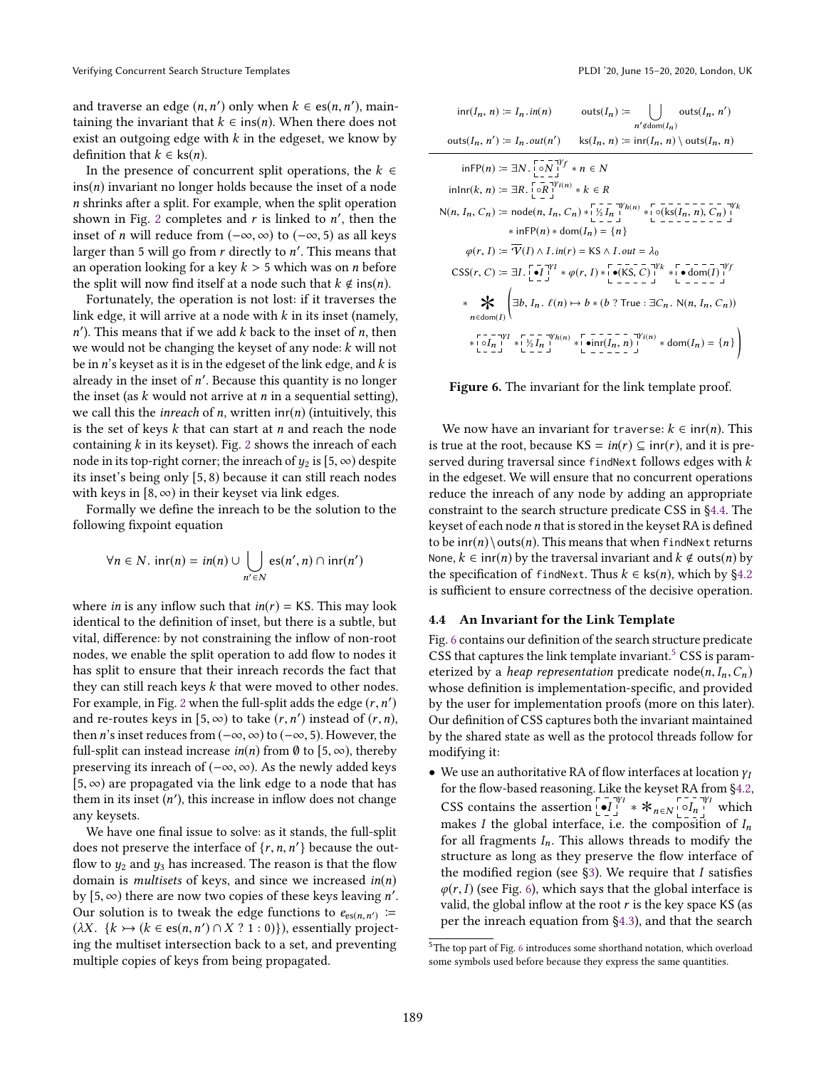and traverse an edge $(n, n')$ only when $k \in \mathsf{es}(n, n')$, maintaining the invariant that $k \in \mathsf{ins}(n)$. When there does not exist an outgoing edge with $k$ in the edgeset, we know by definition that $k \in \mathsf{ks}(n)$.

In the presence of concurrent split operations, the $k \in \mathsf{ins}(n)$ invariant no longer holds because the inset of a node $n$ shrinks after a split. For example, when the split operation shown in Fig. 2 completes and $r$ is linked to $n'$, then the inset of $n$ will reduce from $(-\infty, \infty)$ to $(-\infty, 5)$ as all keys larger than 5 will go from $r$ directly to $n'$. This means that an operation looking for a key $k > 5$ which was on $n$ before the split will now find itself at a node such that $k \notin \mathsf{ins}(n)$.

Fortunately, the operation is not lost: if it traverses the link edge, it will arrive at a node with $k$ in its inset (namely, $n'$). This means that if we add $k$ back to the inset of $n$, then we would not be changing the keyset of any node: $k$ will not be in $n$'s keyset as it is in the edgeset of the link edge, and $k$ is already in the inset of $n'$. Because this quantity is no longer the inset (as $k$ would not arrive at $n$ in a sequential setting), we call this the *inreach* of $n$, written $\mathsf{inr}(n)$ (intuitively, this is the set of keys $k$ that can start at $n$ and reach the node containing $k$ in its keyset). Fig. 2 shows the inreach of each node in its top-right corner; the inreach of $y_2$ is $[5, \infty)$ despite its inset's being only $[5, 8)$ because it can still reach nodes with keys in $[8, \infty)$ in their keyset via link edges.

Formally we define the inreach to be the solution to the following fixpoint equation

$$\forall n \in N.\ \mathsf{inr}(n) = \mathit{in}(n) \cup \bigcup_{n' \in N} \mathsf{es}(n', n) \cap \mathsf{inr}(n')$$

where $\mathit{in}$ is any inflow such that $\mathit{in}(r) = \mathsf{KS}$. This may look identical to the definition of inset, but there is a subtle, but vital, difference: by not constraining the inflow of non-root nodes, we enable the split operation to add flow to nodes it has split to ensure that their inreach records the fact that they can still reach keys $k$ that were moved to other nodes. For example, in Fig. 2 when the full-split adds the edge $(r, n')$ and re-routes keys in $[5, \infty)$ to take $(r, n')$ instead of $(r, n)$, then $n$'s inset reduces from $(-\infty, \infty)$ to $(-\infty, 5)$. However, the full-split can instead increase $\mathit{in}(n)$ from $\emptyset$ to $[5, \infty)$, thereby preserving its inreach of $(-\infty, \infty)$. As the newly added keys $[5, \infty)$ are propagated via the link edge to a node that has them in its inset $(n')$, this increase in inflow does not change any keysets.

We have one final issue to solve: as it stands, the full-split does not preserve the interface of $\{r, n, n'\}$ because the outflow to $y_2$ and $y_3$ has increased. The reason is that the flow domain is *multisets* of keys, and since we increased $\mathit{in}(n)$ by $[5, \infty)$ there are now two copies of these keys leaving $n'$. Our solution is to tweak the edge functions to $e_{\mathsf{es}(n,n')} :=$ $(\lambda X.\ \{k \rightarrowtail (k \in \mathsf{es}(n, n') \cap X\ ?\ 1 : 0)\})$, essentially projecting the multiset intersection back to a set, and preventing multiple copies of keys from being propagated.

$$\mathsf{inr}(I_n, n) := I_n.\mathit{in}(n) \qquad \mathsf{outs}(I_n) := \bigcup_{n' \notin \mathsf{dom}(I_n)} \mathsf{outs}(I_n, n')$$

$$\mathsf{outs}(I_n, n') := I_n.\mathit{out}(n') \qquad \mathsf{ks}(I_n, n) := \mathsf{inr}(I_n, n) \setminus \mathsf{outs}(I_n, n)$$

$$\mathsf{inFP}(n) := \exists N.\ \boxed{\circ N}^{\gamma_f} * n \in N$$

$$\mathsf{inInr}(k, n) := \exists R.\ \boxed{\circ R}^{\gamma_{i(n)}} * k \in R$$

$$\mathsf{N}(n, I_n, C_n) := \mathsf{node}(n, I_n, C_n) * \boxed{\tfrac{1}{2} I_n}^{\gamma_{h(n)}} * \boxed{\circ(\mathsf{ks}(I_n, n), C_n)}^{\gamma_k} * \mathsf{inFP}(n) * \mathsf{dom}(I_n) = \{n\}$$

$$\varphi(r, I) := \overline{\mathcal{V}}(I) \wedge I.\mathit{in}(r) = \mathsf{KS} \wedge I.\mathit{out} = \lambda_0$$

$$\mathsf{CSS}(r, C) := \exists I.\ \boxed{\bullet I}^{\gamma_I} * \varphi(r, I) * \boxed{\bullet(\mathsf{KS}, C)}^{\gamma_k} * \boxed{\bullet\,\mathsf{dom}(I)}^{\gamma_f}$$
$$* \mathop{\Large\ast}_{n \in \mathsf{dom}(I)} \Big(\exists b, I_n.\ \ell(n) \mapsto b * (b\ ?\ \mathsf{True} : \exists C_n.\ \mathsf{N}(n, I_n, C_n))$$
$$* \boxed{\circ I_n}^{\gamma_I} * \boxed{\tfrac{1}{2} I_n}^{\gamma_{h(n)}} * \boxed{\bullet\mathsf{inr}(I_n, n)}^{\gamma_{i(n)}} * \mathsf{dom}(I_n) = \{n\}\Big)$$

**Figure 6.** The invariant for the link template proof.

We now have an invariant for `traverse`: $k \in \mathsf{inr}(n)$. This is true at the root, because $\mathsf{KS} = \mathit{in}(r) \subseteq \mathsf{inr}(r)$, and it is preserved during traversal since `findNext` follows edges with $k$ in the edgeset. We will ensure that no concurrent operations reduce the inreach of any node by adding an appropriate constraint to the search structure predicate CSS in §4.4. The keyset of each node $n$ that is stored in the keyset RA is defined to be $\mathsf{inr}(n) \setminus \mathsf{outs}(n)$. This means that when `findNext` returns `None`, $k \in \mathsf{inr}(n)$ by the traversal invariant and $k \notin \mathsf{outs}(n)$ by the specification of `findNext`. Thus $k \in \mathsf{ks}(n)$, which by §4.2 is sufficient to ensure correctness of the decisive operation.

### 4.4 An Invariant for the Link Template

Fig. 6 contains our definition of the search structure predicate CSS that captures the link template invariant.[5] CSS is parameterized by a *heap representation* predicate $\mathsf{node}(n, I_n, C_n)$ whose definition is implementation-specific, and provided by the user for implementation proofs (more on this later). Our definition of CSS captures both the invariant maintained by the shared state as well as the protocol threads follow for modifying it:

- We use an authoritative RA of flow interfaces at location $\gamma_I$ for the flow-based reasoning. Like the keyset RA from §4.2, CSS contains the assertion $\boxed{\bullet I}^{\gamma_I} * \mathop{\ast}_{n \in N} \boxed{\circ I_n}^{\gamma_I}$ which makes $I$ the global interface, i.e. the composition of $I_n$ for all fragments $I_n$. This allows threads to modify the structure as long as they preserve the flow interface of the modified region (see §3). We require that $I$ satisfies $\varphi(r, I)$ (see Fig. 6), which says that the global interface is valid, the global inflow at the root $r$ is the key space KS (as per the inreach equation from §4.3), and that the search

[5] The top part of Fig. 6 introduces some shorthand notation, which overload some symbols used before because they express the same quantities.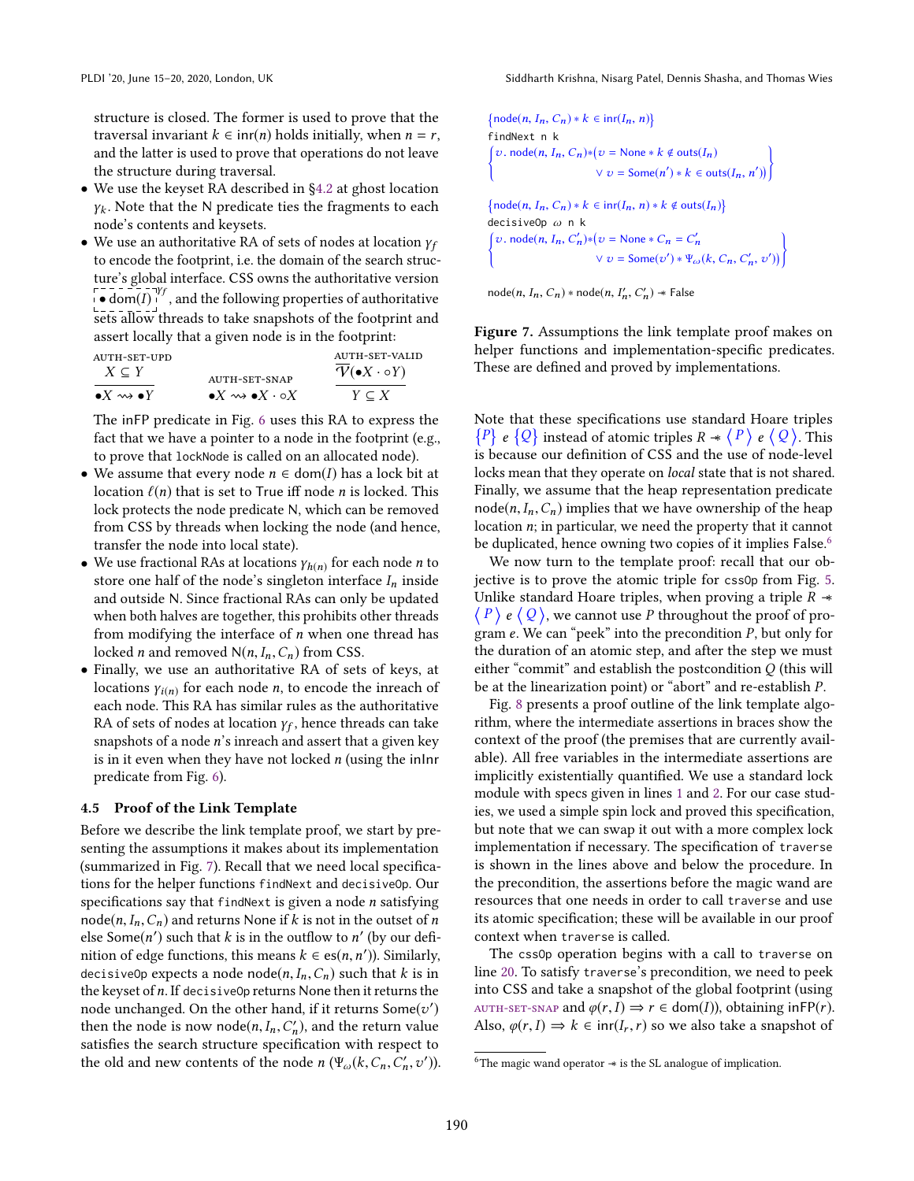structure is closed. The former is used to prove that the traversal invariant $k \in \mathsf{inr}(n)$ holds initially, when $n = r$, and the latter is used to prove that operations do not leave the structure during traversal.

- We use the keyset RA described in §4.2 at ghost location $\gamma_k$. Note that the N predicate ties the fragments to each node's contents and keysets.
- We use an authoritative RA of sets of nodes at location $\gamma_f$ to encode the footprint, i.e. the domain of the search structure's global interface. CSS owns the authoritative version $\boxed{\bullet\, \mathsf{dom}(I)}^{\gamma_f}$, and the following properties of authoritative sets allow threads to take snapshots of the footprint and assert locally that a given node is in the footprint:

$$\textsc{auth-set-upd}\ \frac{X \subseteq Y}{\bullet X \rightsquigarrow \bullet Y} \qquad \textsc{auth-set-snap}\ \ \bullet X \rightsquigarrow \bullet X \cdot \circ X \qquad \textsc{auth-set-valid}\ \frac{\overline{\mathcal{V}}(\bullet X \cdot \circ Y)}{Y \subseteq X}$$

  The inFP predicate in Fig. 6 uses this RA to express the fact that we have a pointer to a node in the footprint (e.g., to prove that lockNode is called on an allocated node).
- We assume that every node $n \in \mathsf{dom}(I)$ has a lock bit at location $\ell(n)$ that is set to True iff node $n$ is locked. This lock protects the node predicate N, which can be removed from CSS by threads when locking the node (and hence, transfer the node into local state).
- We use fractional RAs at locations $\gamma_{h(n)}$ for each node $n$ to store one half of the node's singleton interface $I_n$ inside and outside N. Since fractional RAs can only be updated when both halves are together, this prohibits other threads from modifying the interface of $n$ when one thread has locked $n$ and removed $\mathsf{N}(n, I_n, C_n)$ from CSS.
- Finally, we use an authoritative RA of sets of keys, at locations $\gamma_{i(n)}$ for each node $n$, to encode the inreach of each node. This RA has similar rules as the authoritative RA of sets of nodes at location $\gamma_f$, hence threads can take snapshots of a node $n$'s inreach and assert that a given key is in it even when they have not locked $n$ (using the inInr predicate from Fig. 6).

### 4.5 Proof of the Link Template

Before we describe the link template proof, we start by presenting the assumptions it makes about its implementation (summarized in Fig. 7). Recall that we need local specifications for the helper functions findNext and decisiveOp. Our specifications say that findNext is given a node $n$ satisfying $\mathsf{node}(n, I_n, C_n)$ and returns None if $k$ is not in the outset of $n$ else $\mathsf{Some}(n')$ such that $k$ is in the outflow to $n'$ (by our definition of edge functions, this means $k \in \mathsf{es}(n, n')$). Similarly, decisiveOp expects a node $\mathsf{node}(n, I_n, C_n)$ such that $k$ is in the keyset of $n$. If decisiveOp returns None then it returns the node unchanged. On the other hand, if it returns $\mathsf{Some}(v')$ then the node is now $\mathsf{node}(n, I_n, C'_n)$, and the return value satisfies the search structure specification with respect to the old and new contents of the node $n$ ($\Psi_\omega(k, C_n, C'_n, v')$).

$$\{\mathsf{node}(n, I_n, C_n) * k \in \mathsf{inr}(I_n, n)\}$$
```
findNext n k
```
$$\left\{\begin{array}{l} v.\ \mathsf{node}(n, I_n, C_n) * (v = \mathsf{None} * k \notin \mathsf{outs}(I_n) \\ \qquad\qquad \vee\ v = \mathsf{Some}(n') * k \in \mathsf{outs}(I_n, n')) \end{array}\right\}$$

$$\{\mathsf{node}(n, I_n, C_n) * k \in \mathsf{inr}(I_n, n) * k \notin \mathsf{outs}(I_n)\}$$
```
decisiveOp ω n k
```
$$\left\{\begin{array}{l} v.\ \mathsf{node}(n, I_n, C'_n) * (v = \mathsf{None} * C_n = C'_n \\ \qquad\qquad \vee\ v = \mathsf{Some}(v') * \Psi_\omega(k, C_n, C'_n, v')) \end{array}\right\}$$

$$\mathsf{node}(n, I_n, C_n) * \mathsf{node}(n, I'_n, C'_n) \twoheadrightarrow \mathsf{False}$$

**Figure 7.** Assumptions the link template proof makes on helper functions and implementation-specific predicates. These are defined and proved by implementations.

Note that these specifications use standard Hoare triples $\{P\}\ e\ \{Q\}$ instead of atomic triples $R \twoheadrightarrow \langle P \rangle\ e\ \langle Q \rangle$. This is because our definition of CSS and the use of node-level locks mean that they operate on *local* state that is not shared. Finally, we assume that the heap representation predicate $\mathsf{node}(n, I_n, C_n)$ implies that we have ownership of the heap location $n$; in particular, we need the property that it cannot be duplicated, hence owning two copies of it implies False.[6]

We now turn to the template proof: recall that our objective is to prove the atomic triple for cssOp from Fig. 5. Unlike standard Hoare triples, when proving a triple $R \twoheadrightarrow \langle P \rangle\ e\ \langle Q \rangle$, we cannot use $P$ throughout the proof of program $e$. We can "peek" into the precondition $P$, but only for the duration of an atomic step, and after the step we must either "commit" and establish the postcondition $Q$ (this will be at the linearization point) or "abort" and re-establish $P$.

Fig. 8 presents a proof outline of the link template algorithm, where the intermediate assertions in braces show the context of the proof (the premises that are currently available). All free variables in the intermediate assertions are implicitly existentially quantified. We use a standard lock module with specs given in lines 1 and 2. For our case studies, we used a simple spin lock and proved this specification, but note that we can swap it out with a more complex lock implementation if necessary. The specification of traverse is shown in the lines above and below the procedure. In the precondition, the assertions before the magic wand are resources that one needs in order to call traverse and use its atomic specification; these will be available in our proof context when traverse is called.

The cssOp operation begins with a call to traverse on line 20. To satisfy traverse's precondition, we need to peek into CSS and take a snapshot of the global footprint (using auth-set-snap and $\varphi(r, I) \Rightarrow r \in \mathsf{dom}(I)$), obtaining $\mathsf{inFP}(r)$. Also, $\varphi(r, I) \Rightarrow k \in \mathsf{inr}(I_r, r)$ so we also take a snapshot of

[6] The magic wand operator $\twoheadrightarrow$ is the SL analogue of implication.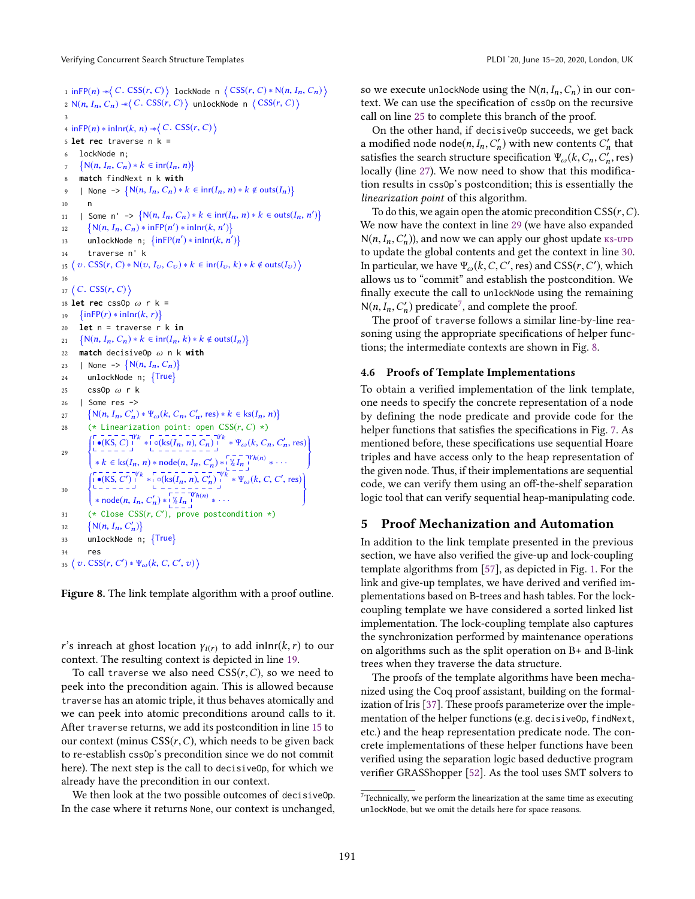```
1  inFP(n) -*⟨ C. CSS(r, C) ⟩ lockNode n ⟨ CSS(r, C) * N(n, I_n, C_n) ⟩
2  N(n, I_n, C_n) -*⟨ C. CSS(r, C) ⟩ unlockNode n ⟨ CSS(r, C) ⟩
3
4  inFP(n) * inInr(k, n) -*⟨ C. CSS(r, C) ⟩
5  let rec traverse n k =
6    lockNode n;
7    {N(n, I_n, C_n) * k ∈ inr(I_n, n)}
8    match findNext n k with
9    | None -> {N(n, I_n, C_n) * k ∈ inr(I_n, n) * k ∉ outs(I_n)}
10     n
11   | Some n' -> {N(n, I_n, C_n) * k ∈ inr(I_n, n) * k ∈ outs(I_n, n')}
12     {N(n, I_n, C_n) * inFP(n') * inInr(k, n')}
13     unlockNode n; {inFP(n') * inInr(k, n')}
14     traverse n' k
15 ⟨ v. CSS(r, C) * N(v, I_v, C_v) * k ∈ inr(I_v, k) * k ∉ outs(I_v) ⟩
16
17 ⟨ C. CSS(r, C) ⟩
18 let rec cssOp ω r k =
19   {inFP(r) * inInr(k, r)}
20   let n = traverse r k in
21   {N(n, I_n, C_n) * k ∈ inr(I_n, k) * k ∉ outs(I_n)}
22   match decisiveOp ω n k with
23   | None -> {N(n, I_n, C_n)}
24     unlockNode n; {True}
25     cssOp ω r k
26   | Some res ->
27     {N(n, I_n, C'_n) * Ψ_ω(k, C_n, C'_n, res) * k ∈ ks(I_n, n)}
28     (* Linearization point: open CSS(r, C) *)
29     { [•(KS, C)]^γk * [∘(ks(I_n, n), C_n)]^γk * Ψ_ω(k, C_n, C'_n, res)
         * k ∈ ks(I_n, n) * node(n, I_n, C'_n) * [½ I_n]^γh(n) * ··· }
30     { [•(KS, C')]^γk * [∘(ks(I_n, n), C'_n)]^γk * Ψ_ω(k, C, C', res)
         * node(n, I_n, C'_n) * [½ I_n]^γh(n) * ··· }
31     (* Close CSS(r, C'), prove postcondition *)
32     {N(n, I_n, C'_n)}
33     unlockNode n; {True}
34     res
35 ⟨ v. CSS(r, C') * Ψ_ω(k, C, C', v) ⟩
```

**Figure 8.** The link template algorithm with a proof outline.

$r$'s inreach at ghost location $\gamma_{i(r)}$ to add $\mathsf{inInr}(k, r)$ to our context. The resulting context is depicted in line 19.

To call traverse we also need $\mathsf{CSS}(r, C)$, so we need to peek into the precondition again. This is allowed because traverse has an atomic triple, it thus behaves atomically and we can peek into atomic preconditions around calls to it. After traverse returns, we add its postcondition in line 15 to our context (minus $\mathsf{CSS}(r, C)$, which needs to be given back to re-establish cssOp's precondition since we do not commit here). The next step is the call to decisiveOp, for which we already have the precondition in our context.

We then look at the two possible outcomes of decisiveOp. In the case where it returns None, our context is unchanged, so we execute unlockNode using the $\mathsf{N}(n, I_n, C_n)$ in our context. We can use the specification of cssOp on the recursive call on line 25 to complete this branch of the proof.

On the other hand, if decisiveOp succeeds, we get back a modified node $\mathsf{node}(n, I_n, C'_n)$ with new contents $C'_n$ that satisfies the search structure specification $\Psi_\omega(k, C_n, C'_n, \mathsf{res})$ locally (line 27). We now need to show that this modification results in cssOp's postcondition; this is essentially the *linearization point* of this algorithm.

To do this, we again open the atomic precondition $\mathsf{CSS}(r, C)$. We now have the context in line 29 (we have also expanded $\mathsf{N}(n, I_n, C'_n)$), and now we can apply our ghost update KS-UPD to update the global contents and get the context in line 30. In particular, we have $\Psi_\omega(k, C, C', \mathsf{res})$ and $\mathsf{CSS}(r, C')$, which allows us to "commit" and establish the postcondition. We finally execute the call to unlockNode using the remaining $\mathsf{N}(n, I_n, C'_n)$ predicate[7], and complete the proof.

The proof of traverse follows a similar line-by-line reasoning using the appropriate specifications of helper functions; the intermediate contexts are shown in Fig. 8.

### 4.6 Proofs of Template Implementations

To obtain a verified implementation of the link template, one needs to specify the concrete representation of a node by defining the node predicate and provide code for the helper functions that satisfies the specifications in Fig. 7. As mentioned before, these specifications use sequential Hoare triples and have access only to the heap representation of the given node. Thus, if their implementations are sequential code, we can verify them using an off-the-shelf separation logic tool that can verify sequential heap-manipulating code.

## 5 Proof Mechanization and Automation

In addition to the link template presented in the previous section, we have also verified the give-up and lock-coupling template algorithms from [57], as depicted in Fig. 1. For the link and give-up templates, we have derived and verified implementations based on B-trees and hash tables. For the lock-coupling template we have considered a sorted linked list implementation. The lock-coupling template also captures the synchronization performed by maintenance operations on algorithms such as the split operation on B+ and B-link trees when they traverse the data structure.

The proofs of the template algorithms have been mechanized using the Coq proof assistant, building on the formalization of Iris [37]. These proofs parameterize over the implementation of the helper functions (e.g. decisiveOp, findNext, etc.) and the heap representation predicate node. The concrete implementations of these helper functions have been verified using the separation logic based deductive program verifier GRASShopper [52]. As the tool uses SMT solvers to

[7] Technically, we perform the linearization at the same time as executing unlockNode, but we omit the details here for space reasons.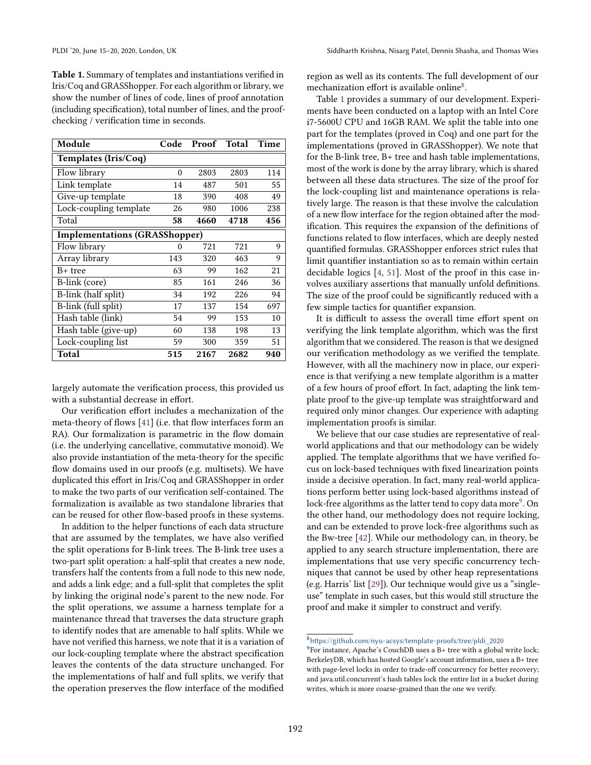**Table 1.** Summary of templates and instantiations verified in Iris/Coq and GRASShopper. For each algorithm or library, we show the number of lines of code, lines of proof annotation (including specification), total number of lines, and the proof-checking / verification time in seconds.

| Module | Code | Proof | Total | Time |
|---|---|---|---|---|
| **Templates (Iris/Coq)** | | | | |
| Flow library | 0 | 2803 | 2803 | 114 |
| Link template | 14 | 487 | 501 | 55 |
| Give-up template | 18 | 390 | 408 | 49 |
| Lock-coupling template | 26 | 980 | 1006 | 238 |
| Total | **58** | **4660** | **4718** | **456** |
| **Implementations (GRASShopper)** | | | | |
| Flow library | 0 | 721 | 721 | 9 |
| Array library | 143 | 320 | 463 | 9 |
| B+ tree | 63 | 99 | 162 | 21 |
| B-link (core) | 85 | 161 | 246 | 36 |
| B-link (half split) | 34 | 192 | 226 | 94 |
| B-link (full split) | 17 | 137 | 154 | 697 |
| Hash table (link) | 54 | 99 | 153 | 10 |
| Hash table (give-up) | 60 | 138 | 198 | 13 |
| Lock-coupling list | 59 | 300 | 359 | 51 |
| **Total** | **515** | **2167** | **2682** | **940** |

largely automate the verification process, this provided us with a substantial decrease in effort.

Our verification effort includes a mechanization of the meta-theory of flows [41] (i.e. that flow interfaces form an RA). Our formalization is parametric in the flow domain (i.e. the underlying cancellative, commutative monoid). We also provide instantiation of the meta-theory for the specific flow domains used in our proofs (e.g. multisets). We have duplicated this effort in Iris/Coq and GRASShopper in order to make the two parts of our verification self-contained. The formalization is available as two standalone libraries that can be reused for other flow-based proofs in these systems.

In addition to the helper functions of each data structure that are assumed by the templates, we have also verified the split operations for B-link trees. The B-link tree uses a two-part split operation: a half-split that creates a new node, transfers half the contents from a full node to this new node, and adds a link edge; and a full-split that completes the split by linking the original node's parent to the new node. For the split operations, we assume a harness template for a maintenance thread that traverses the data structure graph to identify nodes that are amenable to half splits. While we have not verified this harness, we note that it is a variation of our lock-coupling template where the abstract specification leaves the contents of the data structure unchanged. For the implementations of half and full splits, we verify that the operation preserves the flow interface of the modified region as well as its contents. The full development of our mechanization effort is available online[8].

Table 1 provides a summary of our development. Experiments have been conducted on a laptop with an Intel Core i7-5600U CPU and 16GB RAM. We split the table into one part for the templates (proved in Coq) and one part for the implementations (proved in GRASShopper). We note that for the B-link tree, B+ tree and hash table implementations, most of the work is done by the array library, which is shared between all these data structures. The size of the proof for the lock-coupling list and maintenance operations is relatively large. The reason is that these involve the calculation of a new flow interface for the region obtained after the modification. This requires the expansion of the definitions of functions related to flow interfaces, which are deeply nested quantified formulas. GRASShopper enforces strict rules that limit quantifier instantiation so as to remain within certain decidable logics [4, 51]. Most of the proof in this case involves auxiliary assertions that manually unfold definitions. The size of the proof could be significantly reduced with a few simple tactics for quantifier expansion.

It is difficult to assess the overall time effort spent on verifying the link template algorithm, which was the first algorithm that we considered. The reason is that we designed our verification methodology as we verified the template. However, with all the machinery now in place, our experience is that verifying a new template algorithm is a matter of a few hours of proof effort. In fact, adapting the link template proof to the give-up template was straightforward and required only minor changes. Our experience with adapting implementation proofs is similar.

We believe that our case studies are representative of real-world applications and that our methodology can be widely applied. The template algorithms that we have verified focus on lock-based techniques with fixed linearization points inside a decisive operation. In fact, many real-world applications perform better using lock-based algorithms instead of lock-free algorithms as the latter tend to copy data more[9]. On the other hand, our methodology does not require locking, and can be extended to prove lock-free algorithms such as the Bw-tree [42]. While our methodology can, in theory, be applied to any search structure implementation, there are implementations that use very specific concurrency techniques that cannot be used by other heap representations (e.g. Harris' list [29]). Our technique would give us a "single-use" template in such cases, but this would still structure the proof and make it simpler to construct and verify.

---

[8] https://github.com/nyu-acsys/template-proofs/tree/pldi_2020

[9] For instance, Apache's CouchDB uses a B+ tree with a global write lock; BerkeleyDB, which has hosted Google's account information, uses a B+ tree with page-level locks in order to trade-off concurrency for better recovery; and java.util.concurrent's hash tables lock the entire list in a bucket during writes, which is more coarse-grained than the one we verify.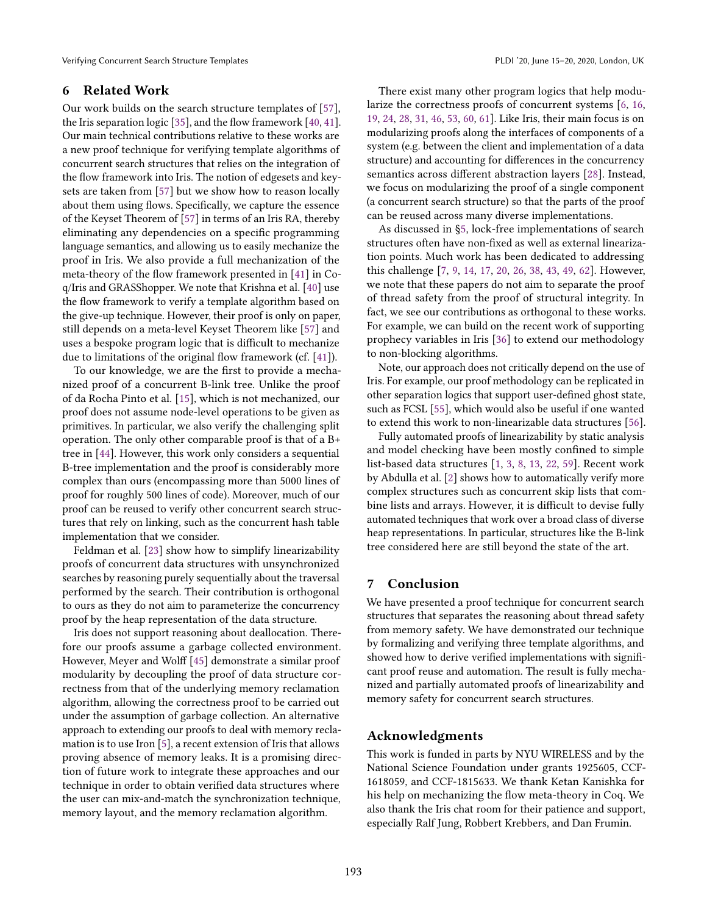## 6 Related Work

Our work builds on the search structure templates of [57], the Iris separation logic [35], and the flow framework [40, 41]. Our main technical contributions relative to these works are a new proof technique for verifying template algorithms of concurrent search structures that relies on the integration of the flow framework into Iris. The notion of edgesets and keysets are taken from [57] but we show how to reason locally about them using flows. Specifically, we capture the essence of the Keyset Theorem of [57] in terms of an Iris RA, thereby eliminating any dependencies on a specific programming language semantics, and allowing us to easily mechanize the proof in Iris. We also provide a full mechanization of the meta-theory of the flow framework presented in [41] in Coq/Iris and GRASShopper. We note that Krishna et al. [40] use the flow framework to verify a template algorithm based on the give-up technique. However, their proof is only on paper, still depends on a meta-level Keyset Theorem like [57] and uses a bespoke program logic that is difficult to mechanize due to limitations of the original flow framework (cf. [41]).

To our knowledge, we are the first to provide a mechanized proof of a concurrent B-link tree. Unlike the proof of da Rocha Pinto et al. [15], which is not mechanized, our proof does not assume node-level operations to be given as primitives. In particular, we also verify the challenging split operation. The only other comparable proof is that of a B+ tree in [44]. However, this work only considers a sequential B-tree implementation and the proof is considerably more complex than ours (encompassing more than 5000 lines of proof for roughly 500 lines of code). Moreover, much of our proof can be reused to verify other concurrent search structures that rely on linking, such as the concurrent hash table implementation that we consider.

Feldman et al. [23] show how to simplify linearizability proofs of concurrent data structures with unsynchronized searches by reasoning purely sequentially about the traversal performed by the search. Their contribution is orthogonal to ours as they do not aim to parameterize the concurrency proof by the heap representation of the data structure.

Iris does not support reasoning about deallocation. Therefore our proofs assume a garbage collected environment. However, Meyer and Wolff [45] demonstrate a similar proof modularity by decoupling the proof of data structure correctness from that of the underlying memory reclamation algorithm, allowing the correctness proof to be carried out under the assumption of garbage collection. An alternative approach to extending our proofs to deal with memory reclamation is to use Iron [5], a recent extension of Iris that allows proving absence of memory leaks. It is a promising direction of future work to integrate these approaches and our technique in order to obtain verified data structures where the user can mix-and-match the synchronization technique, memory layout, and the memory reclamation algorithm.

There exist many other program logics that help modularize the correctness proofs of concurrent systems [6, 16, 19, 24, 28, 31, 46, 53, 60, 61]. Like Iris, their main focus is on modularizing proofs along the interfaces of components of a system (e.g. between the client and implementation of a data structure) and accounting for differences in the concurrency semantics across different abstraction layers [28]. Instead, we focus on modularizing the proof of a single component (a concurrent search structure) so that the parts of the proof can be reused across many diverse implementations.

As discussed in §5, lock-free implementations of search structures often have non-fixed as well as external linearization points. Much work has been dedicated to addressing this challenge [7, 9, 14, 17, 20, 26, 38, 43, 49, 62]. However, we note that these papers do not aim to separate the proof of thread safety from the proof of structural integrity. In fact, we see our contributions as orthogonal to these works. For example, we can build on the recent work of supporting prophecy variables in Iris [36] to extend our methodology to non-blocking algorithms.

Note, our approach does not critically depend on the use of Iris. For example, our proof methodology can be replicated in other separation logics that support user-defined ghost state, such as FCSL [55], which would also be useful if one wanted to extend this work to non-linearizable data structures [56].

Fully automated proofs of linearizability by static analysis and model checking have been mostly confined to simple list-based data structures [1, 3, 8, 13, 22, 59]. Recent work by Abdulla et al. [2] shows how to automatically verify more complex structures such as concurrent skip lists that combine lists and arrays. However, it is difficult to devise fully automated techniques that work over a broad class of diverse heap representations. In particular, structures like the B-link tree considered here are still beyond the state of the art.

## 7 Conclusion

We have presented a proof technique for concurrent search structures that separates the reasoning about thread safety from memory safety. We have demonstrated our technique by formalizing and verifying three template algorithms, and showed how to derive verified implementations with significant proof reuse and automation. The result is fully mechanized and partially automated proofs of linearizability and memory safety for concurrent search structures.

## Acknowledgments

This work is funded in parts by NYU WIRELESS and by the National Science Foundation under grants 1925605, CCF-1618059, and CCF-1815633. We thank Ketan Kanishka for his help on mechanizing the flow meta-theory in Coq. We also thank the Iris chat room for their patience and support, especially Ralf Jung, Robbert Krebbers, and Dan Frumin.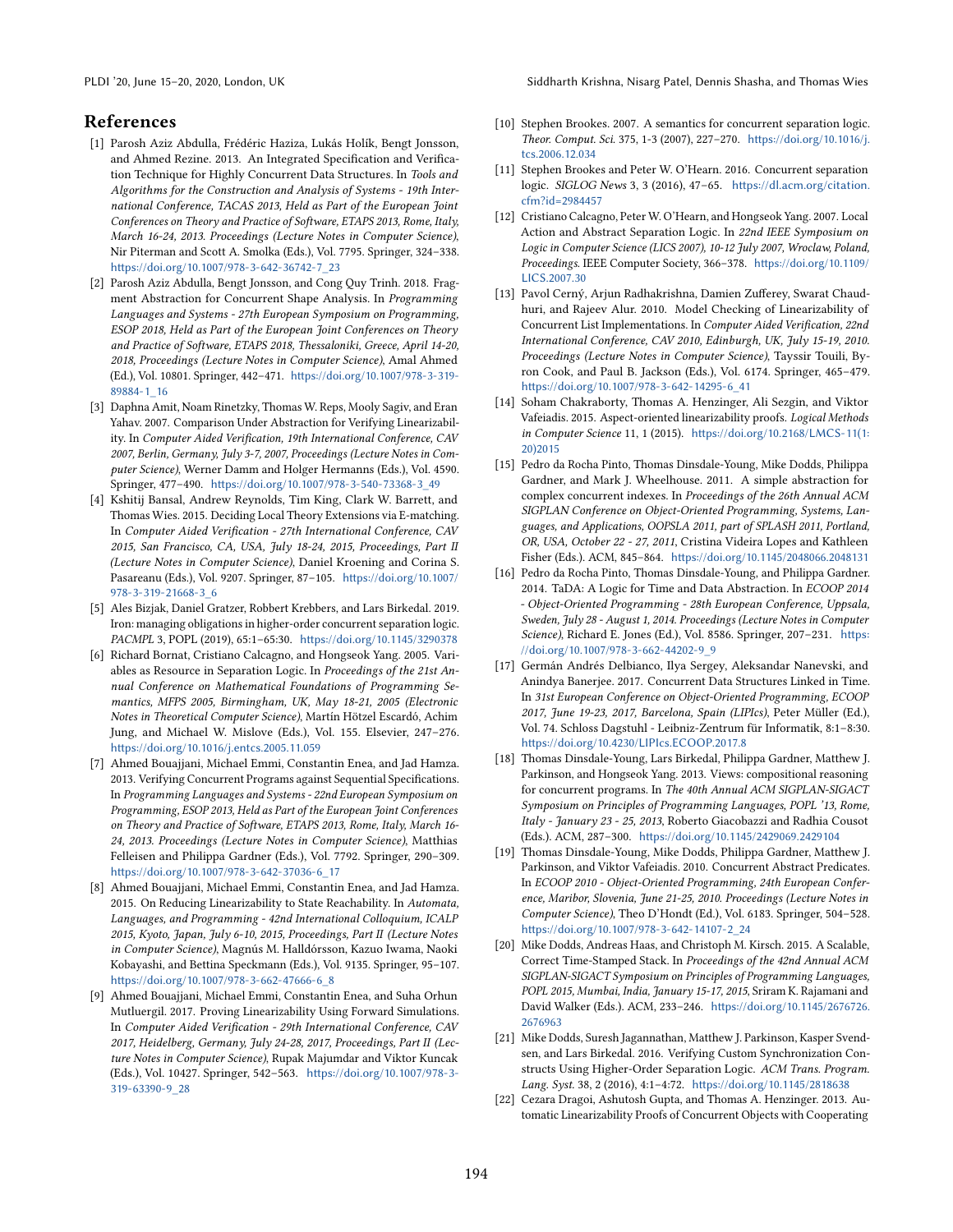## References

[1] Parosh Aziz Abdulla, Frédéric Haziza, Lukás Holík, Bengt Jonsson, and Ahmed Rezine. 2013. An Integrated Specification and Verification Technique for Highly Concurrent Data Structures. In *Tools and Algorithms for the Construction and Analysis of Systems - 19th International Conference, TACAS 2013, Held as Part of the European Joint Conferences on Theory and Practice of Software, ETAPS 2013, Rome, Italy, March 16-24, 2013. Proceedings (Lecture Notes in Computer Science)*, Nir Piterman and Scott A. Smolka (Eds.), Vol. 7795. Springer, 324–338. https://doi.org/10.1007/978-3-642-36742-7_23

[2] Parosh Aziz Abdulla, Bengt Jonsson, and Cong Quy Trinh. 2018. Fragment Abstraction for Concurrent Shape Analysis. In *Programming Languages and Systems - 27th European Symposium on Programming, ESOP 2018, Held as Part of the European Joint Conferences on Theory and Practice of Software, ETAPS 2018, Thessaloniki, Greece, April 14-20, 2018, Proceedings (Lecture Notes in Computer Science)*, Amal Ahmed (Ed.), Vol. 10801. Springer, 442–471. https://doi.org/10.1007/978-3-319-89884-1_16

[3] Daphna Amit, Noam Rinetzky, Thomas W. Reps, Mooly Sagiv, and Eran Yahav. 2007. Comparison Under Abstraction for Verifying Linearizability. In *Computer Aided Verification, 19th International Conference, CAV 2007, Berlin, Germany, July 3-7, 2007, Proceedings (Lecture Notes in Computer Science)*, Werner Damm and Holger Hermanns (Eds.), Vol. 4590. Springer, 477–490. https://doi.org/10.1007/978-3-540-73368-3_49

[4] Kshitij Bansal, Andrew Reynolds, Tim King, Clark W. Barrett, and Thomas Wies. 2015. Deciding Local Theory Extensions via E-matching. In *Computer Aided Verification - 27th International Conference, CAV 2015, San Francisco, CA, USA, July 18-24, 2015, Proceedings, Part II (Lecture Notes in Computer Science)*, Daniel Kroening and Corina S. Pasareanu (Eds.), Vol. 9207. Springer, 87–105. https://doi.org/10.1007/978-3-319-21668-3_6

[5] Ales Bizjak, Daniel Gratzer, Robbert Krebbers, and Lars Birkedal. 2019. Iron: managing obligations in higher-order concurrent separation logic. *PACMPL* 3, POPL (2019), 65:1–65:30. https://doi.org/10.1145/3290378

[6] Richard Bornat, Cristiano Calcagno, and Hongseok Yang. 2005. Variables as Resource in Separation Logic. In *Proceedings of the 21st Annual Conference on Mathematical Foundations of Programming Semantics, MFPS 2005, Birmingham, UK, May 18-21, 2005 (Electronic Notes in Theoretical Computer Science)*, Martín Hötzel Escardó, Achim Jung, and Michael W. Mislove (Eds.), Vol. 155. Elsevier, 247–276. https://doi.org/10.1016/j.entcs.2005.11.059

[7] Ahmed Bouajjani, Michael Emmi, Constantin Enea, and Jad Hamza. 2013. Verifying Concurrent Programs against Sequential Specifications. In *Programming Languages and Systems - 22nd European Symposium on Programming, ESOP 2013, Held as Part of the European Joint Conferences on Theory and Practice of Software, ETAPS 2013, Rome, Italy, March 16-24, 2013. Proceedings (Lecture Notes in Computer Science)*, Matthias Felleisen and Philippa Gardner (Eds.), Vol. 7792. Springer, 290–309. https://doi.org/10.1007/978-3-642-37036-6_17

[8] Ahmed Bouajjani, Michael Emmi, Constantin Enea, and Jad Hamza. 2015. On Reducing Linearizability to State Reachability. In *Automata, Languages, and Programming - 42nd International Colloquium, ICALP 2015, Kyoto, Japan, July 6-10, 2015, Proceedings, Part II (Lecture Notes in Computer Science)*, Magnús M. Halldórsson, Kazuo Iwama, Naoki Kobayashi, and Bettina Speckmann (Eds.), Vol. 9135. Springer, 95–107. https://doi.org/10.1007/978-3-662-47666-6_8

[9] Ahmed Bouajjani, Michael Emmi, Constantin Enea, and Suha Orhun Mutluergil. 2017. Proving Linearizability Using Forward Simulations. In *Computer Aided Verification - 29th International Conference, CAV 2017, Heidelberg, Germany, July 24-28, 2017, Proceedings, Part II (Lecture Notes in Computer Science)*, Rupak Majumdar and Viktor Kuncak (Eds.), Vol. 10427. Springer, 542–563. https://doi.org/10.1007/978-3-319-63390-9_28

[10] Stephen Brookes. 2007. A semantics for concurrent separation logic. *Theor. Comput. Sci.* 375, 1-3 (2007), 227–270. https://doi.org/10.1016/j.tcs.2006.12.034

[11] Stephen Brookes and Peter W. O'Hearn. 2016. Concurrent separation logic. *SIGLOG News* 3, 3 (2016), 47–65. https://dl.acm.org/citation.cfm?id=2984457

[12] Cristiano Calcagno, Peter W. O'Hearn, and Hongseok Yang. 2007. Local Action and Abstract Separation Logic. In *22nd IEEE Symposium on Logic in Computer Science (LICS 2007), 10-12 July 2007, Wroclaw, Poland, Proceedings*. IEEE Computer Society, 366–378. https://doi.org/10.1109/LICS.2007.30

[13] Pavol Cerný, Arjun Radhakrishna, Damien Zufferey, Swarat Chaudhuri, and Rajeev Alur. 2010. Model Checking of Linearizability of Concurrent List Implementations. In *Computer Aided Verification, 22nd International Conference, CAV 2010, Edinburgh, UK, July 15-19, 2010. Proceedings (Lecture Notes in Computer Science)*, Tayssir Touili, Byron Cook, and Paul B. Jackson (Eds.), Vol. 6174. Springer, 465–479. https://doi.org/10.1007/978-3-642-14295-6_41

[14] Soham Chakraborty, Thomas A. Henzinger, Ali Sezgin, and Viktor Vafeiadis. 2015. Aspect-oriented linearizability proofs. *Logical Methods in Computer Science* 11, 1 (2015). https://doi.org/10.2168/LMCS-11(1:20)2015

[15] Pedro da Rocha Pinto, Thomas Dinsdale-Young, Mike Dodds, Philippa Gardner, and Mark J. Wheelhouse. 2011. A simple abstraction for complex concurrent indexes. In *Proceedings of the 26th Annual ACM SIGPLAN Conference on Object-Oriented Programming, Systems, Languages, and Applications, OOPSLA 2011, part of SPLASH 2011, Portland, OR, USA, October 22 - 27, 2011*, Cristina Videira Lopes and Kathleen Fisher (Eds.). ACM, 845–864. https://doi.org/10.1145/2048066.2048131

[16] Pedro da Rocha Pinto, Thomas Dinsdale-Young, and Philippa Gardner. 2014. TaDA: A Logic for Time and Data Abstraction. In *ECOOP 2014 - Object-Oriented Programming - 28th European Conference, Uppsala, Sweden, July 28 - August 1, 2014. Proceedings (Lecture Notes in Computer Science)*, Richard E. Jones (Ed.), Vol. 8586. Springer, 207–231. https://doi.org/10.1007/978-3-662-44202-9_9

[17] Germán Andrés Delbianco, Ilya Sergey, Aleksandar Nanevski, and Anindya Banerjee. 2017. Concurrent Data Structures Linked in Time. In *31st European Conference on Object-Oriented Programming, ECOOP 2017, June 19-23, 2017, Barcelona, Spain (LIPIcs)*, Peter Müller (Ed.), Vol. 74. Schloss Dagstuhl - Leibniz-Zentrum für Informatik, 8:1–8:30. https://doi.org/10.4230/LIPIcs.ECOOP.2017.8

[18] Thomas Dinsdale-Young, Lars Birkedal, Philippa Gardner, Matthew J. Parkinson, and Hongseok Yang. 2013. Views: compositional reasoning for concurrent programs. In *The 40th Annual ACM SIGPLAN-SIGACT Symposium on Principles of Programming Languages, POPL '13, Rome, Italy - January 23 - 25, 2013*, Roberto Giacobazzi and Radhia Cousot (Eds.). ACM, 287–300. https://doi.org/10.1145/2429069.2429104

[19] Thomas Dinsdale-Young, Mike Dodds, Philippa Gardner, Matthew J. Parkinson, and Viktor Vafeiadis. 2010. Concurrent Abstract Predicates. In *ECOOP 2010 - Object-Oriented Programming, 24th European Conference, Maribor, Slovenia, June 21-25, 2010. Proceedings (Lecture Notes in Computer Science)*, Theo D'Hondt (Ed.), Vol. 6183. Springer, 504–528. https://doi.org/10.1007/978-3-642-14107-2_24

[20] Mike Dodds, Andreas Haas, and Christoph M. Kirsch. 2015. A Scalable, Correct Time-Stamped Stack. In *Proceedings of the 42nd Annual ACM SIGPLAN-SIGACT Symposium on Principles of Programming Languages, POPL 2015, Mumbai, India, January 15-17, 2015*, Sriram K. Rajamani and David Walker (Eds.). ACM, 233–246. https://doi.org/10.1145/2676726.2676963

[21] Mike Dodds, Suresh Jagannathan, Matthew J. Parkinson, Kasper Svendsen, and Lars Birkedal. 2016. Verifying Custom Synchronization Constructs Using Higher-Order Separation Logic. *ACM Trans. Program. Lang. Syst.* 38, 2 (2016), 4:1–4:72. https://doi.org/10.1145/2818638

[22] Cezara Dragoi, Ashutosh Gupta, and Thomas A. Henzinger. 2013. Automatic Linearizability Proofs of Concurrent Objects with Cooperating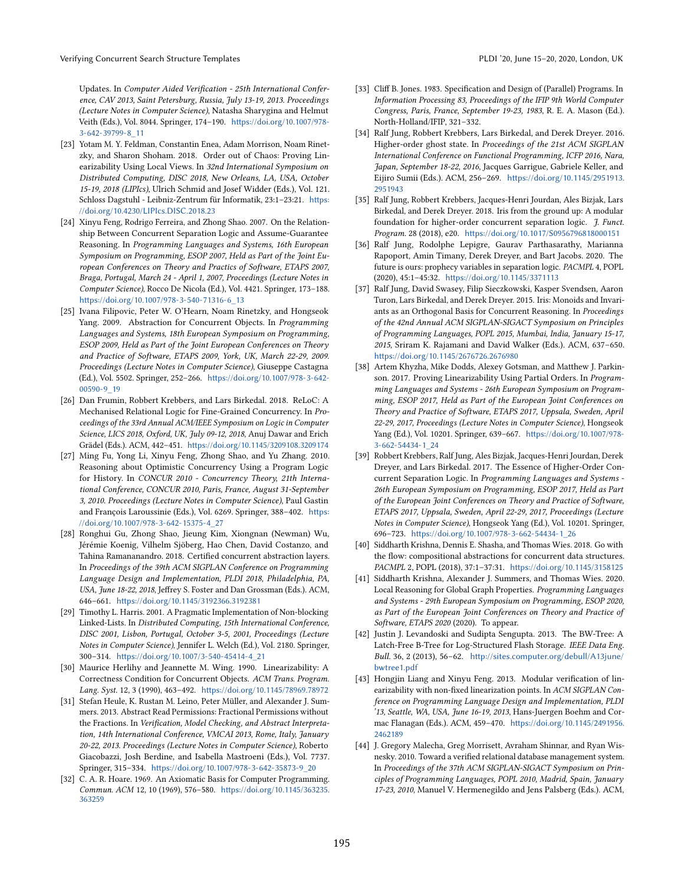Updates. In *Computer Aided Verification - 25th International Conference, CAV 2013, Saint Petersburg, Russia, July 13-19, 2013. Proceedings (Lecture Notes in Computer Science)*, Natasha Sharygina and Helmut Veith (Eds.), Vol. 8044. Springer, 174–190. https://doi.org/10.1007/978-3-642-39799-8_11

[23] Yotam M. Y. Feldman, Constantin Enea, Adam Morrison, Noam Rinetzky, and Sharon Shoham. 2018. Order out of Chaos: Proving Linearizability Using Local Views. In *32nd International Symposium on Distributed Computing, DISC 2018, New Orleans, LA, USA, October 15-19, 2018 (LIPIcs)*, Ulrich Schmid and Josef Widder (Eds.), Vol. 121. Schloss Dagstuhl - Leibniz-Zentrum für Informatik, 23:1–23:21. https://doi.org/10.4230/LIPIcs.DISC.2018.23

[24] Xinyu Feng, Rodrigo Ferreira, and Zhong Shao. 2007. On the Relationship Between Concurrent Separation Logic and Assume-Guarantee Reasoning. In *Programming Languages and Systems, 16th European Symposium on Programming, ESOP 2007, Held as Part of the Joint European Conferences on Theory and Practics of Software, ETAPS 2007, Braga, Portugal, March 24 - April 1, 2007, Proceedings (Lecture Notes in Computer Science)*, Rocco De Nicola (Ed.), Vol. 4421. Springer, 173–188. https://doi.org/10.1007/978-3-540-71316-6_13

[25] Ivana Filipovic, Peter W. O'Hearn, Noam Rinetzky, and Hongseok Yang. 2009. Abstraction for Concurrent Objects. In *Programming Languages and Systems, 18th European Symposium on Programming, ESOP 2009, Held as Part of the Joint European Conferences on Theory and Practice of Software, ETAPS 2009, York, UK, March 22-29, 2009. Proceedings (Lecture Notes in Computer Science)*, Giuseppe Castagna (Ed.), Vol. 5502. Springer, 252–266. https://doi.org/10.1007/978-3-642-00590-9_19

[26] Dan Frumin, Robbert Krebbers, and Lars Birkedal. 2018. ReLoC: A Mechanised Relational Logic for Fine-Grained Concurrency. In *Proceedings of the 33rd Annual ACM/IEEE Symposium on Logic in Computer Science, LICS 2018, Oxford, UK, July 09-12, 2018*, Anuj Dawar and Erich Grädel (Eds.). ACM, 442–451. https://doi.org/10.1145/3209108.3209174

[27] Ming Fu, Yong Li, Xinyu Feng, Zhong Shao, and Yu Zhang. 2010. Reasoning about Optimistic Concurrency Using a Program Logic for History. In *CONCUR 2010 - Concurrency Theory, 21th International Conference, CONCUR 2010, Paris, France, August 31-September 3, 2010. Proceedings (Lecture Notes in Computer Science)*, Paul Gastin and François Laroussinie (Eds.), Vol. 6269. Springer, 388–402. https://doi.org/10.1007/978-3-642-15375-4_27

[28] Ronghui Gu, Zhong Shao, Jieung Kim, Xiongnan (Newman) Wu, Jérémie Koenig, Vilhelm Sjöberg, Hao Chen, David Costanzo, and Tahina Ramananandro. 2018. Certified concurrent abstraction layers. In *Proceedings of the 39th ACM SIGPLAN Conference on Programming Language Design and Implementation, PLDI 2018, Philadelphia, PA, USA, June 18-22, 2018*, Jeffrey S. Foster and Dan Grossman (Eds.). ACM, 646–661. https://doi.org/10.1145/3192366.3192381

[29] Timothy L. Harris. 2001. A Pragmatic Implementation of Non-blocking Linked-Lists. In *Distributed Computing, 15th International Conference, DISC 2001, Lisbon, Portugal, October 3-5, 2001, Proceedings (Lecture Notes in Computer Science)*, Jennifer L. Welch (Ed.), Vol. 2180. Springer, 300–314. https://doi.org/10.1007/3-540-45414-4_21

[30] Maurice Herlihy and Jeannette M. Wing. 1990. Linearizability: A Correctness Condition for Concurrent Objects. *ACM Trans. Program. Lang. Syst.* 12, 3 (1990), 463–492. https://doi.org/10.1145/78969.78972

[31] Stefan Heule, K. Rustan M. Leino, Peter Müller, and Alexander J. Summers. 2013. Abstract Read Permissions: Fractional Permissions without the Fractions. In *Verification, Model Checking, and Abstract Interpretation, 14th International Conference, VMCAI 2013, Rome, Italy, January 20-22, 2013. Proceedings (Lecture Notes in Computer Science)*, Roberto Giacobazzi, Josh Berdine, and Isabella Mastroeni (Eds.), Vol. 7737. Springer, 315–334. https://doi.org/10.1007/978-3-642-35873-9_20

[32] C. A. R. Hoare. 1969. An Axiomatic Basis for Computer Programming. *Commun. ACM* 12, 10 (1969), 576–580. https://doi.org/10.1145/363235.363259

[33] Cliff B. Jones. 1983. Specification and Design of (Parallel) Programs. In *Information Processing 83, Proceedings of the IFIP 9th World Computer Congress, Paris, France, September 19-23, 1983*, R. E. A. Mason (Ed.). North-Holland/IFIP, 321–332.

[34] Ralf Jung, Robbert Krebbers, Lars Birkedal, and Derek Dreyer. 2016. Higher-order ghost state. In *Proceedings of the 21st ACM SIGPLAN International Conference on Functional Programming, ICFP 2016, Nara, Japan, September 18-22, 2016*, Jacques Garrigue, Gabriele Keller, and Eijiro Sumii (Eds.). ACM, 256–269. https://doi.org/10.1145/2951913.2951943

[35] Ralf Jung, Robbert Krebbers, Jacques-Henri Jourdan, Ales Bizjak, Lars Birkedal, and Derek Dreyer. 2018. Iris from the ground up: A modular foundation for higher-order concurrent separation logic. *J. Funct. Program.* 28 (2018), e20. https://doi.org/10.1017/S0956796818000151

[36] Ralf Jung, Rodolphe Lepigre, Gaurav Parthasarathy, Marianna Rapoport, Amin Timany, Derek Dreyer, and Bart Jacobs. 2020. The future is ours: prophecy variables in separation logic. *PACMPL* 4, POPL (2020), 45:1–45:32. https://doi.org/10.1145/3371113

[37] Ralf Jung, David Swasey, Filip Sieczkowski, Kasper Svendsen, Aaron Turon, Lars Birkedal, and Derek Dreyer. 2015. Iris: Monoids and Invariants as an Orthogonal Basis for Concurrent Reasoning. In *Proceedings of the 42nd Annual ACM SIGPLAN-SIGACT Symposium on Principles of Programming Languages, POPL 2015, Mumbai, India, January 15-17, 2015*, Sriram K. Rajamani and David Walker (Eds.). ACM, 637–650. https://doi.org/10.1145/2676726.2676980

[38] Artem Khyzha, Mike Dodds, Alexey Gotsman, and Matthew J. Parkinson. 2017. Proving Linearizability Using Partial Orders. In *Programming Languages and Systems - 26th European Symposium on Programming, ESOP 2017, Held as Part of the European Joint Conferences on Theory and Practice of Software, ETAPS 2017, Uppsala, Sweden, April 22-29, 2017, Proceedings (Lecture Notes in Computer Science)*, Hongseok Yang (Ed.), Vol. 10201. Springer, 639–667. https://doi.org/10.1007/978-3-662-54434-1_24

[39] Robbert Krebbers, Ralf Jung, Ales Bizjak, Jacques-Henri Jourdan, Derek Dreyer, and Lars Birkedal. 2017. The Essence of Higher-Order Concurrent Separation Logic. In *Programming Languages and Systems - 26th European Symposium on Programming, ESOP 2017, Held as Part of the European Joint Conferences on Theory and Practice of Software, ETAPS 2017, Uppsala, Sweden, April 22-29, 2017, Proceedings (Lecture Notes in Computer Science)*, Hongseok Yang (Ed.), Vol. 10201. Springer, 696–723. https://doi.org/10.1007/978-3-662-54434-1_26

[40] Siddharth Krishna, Dennis E. Shasha, and Thomas Wies. 2018. Go with the flow: compositional abstractions for concurrent data structures. *PACMPL* 2, POPL (2018), 37:1–37:31. https://doi.org/10.1145/3158125

[41] Siddharth Krishna, Alexander J. Summers, and Thomas Wies. 2020. Local Reasoning for Global Graph Properties. *Programming Languages and Systems - 29th European Symposium on Programming, ESOP 2020, as Part of the European Joint Conferences on Theory and Practice of Software, ETAPS 2020* (2020). To appear.

[42] Justin J. Levandoski and Sudipta Sengupta. 2013. The BW-Tree: A Latch-Free B-Tree for Log-Structured Flash Storage. *IEEE Data Eng. Bull.* 36, 2 (2013), 56–62. http://sites.computer.org/debull/A13june/bwtree1.pdf

[43] Hongjin Liang and Xinyu Feng. 2013. Modular verification of linearizability with non-fixed linearization points. In *ACM SIGPLAN Conference on Programming Language Design and Implementation, PLDI '13, Seattle, WA, USA, June 16-19, 2013*, Hans-Juergen Boehm and Cormac Flanagan (Eds.). ACM, 459–470. https://doi.org/10.1145/2491956.2462189

[44] J. Gregory Malecha, Greg Morrisett, Avraham Shinnar, and Ryan Wisnesky. 2010. Toward a verified relational database management system. In *Proceedings of the 37th ACM SIGPLAN-SIGACT Symposium on Principles of Programming Languages, POPL 2010, Madrid, Spain, January 17-23, 2010*, Manuel V. Hermenegildo and Jens Palsberg (Eds.). ACM,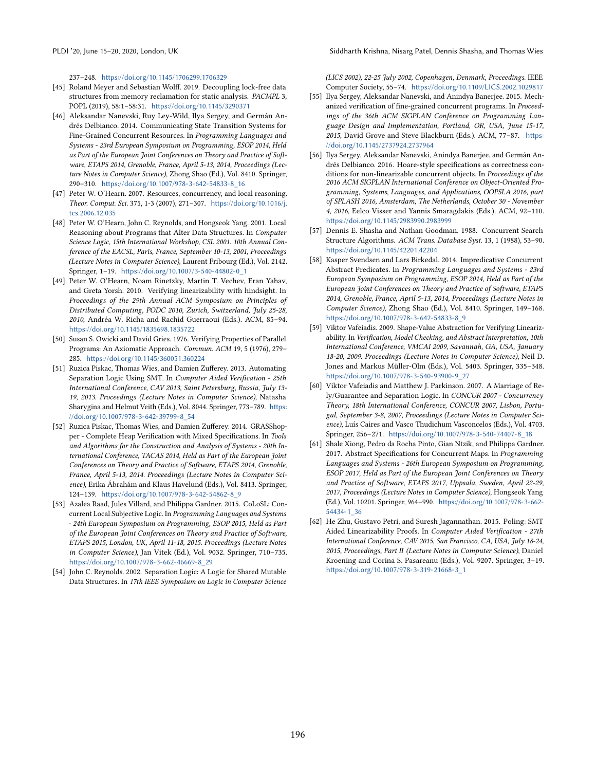237–248. https://doi.org/10.1145/1706299.1706329

[45] Roland Meyer and Sebastian Wolff. 2019. Decoupling lock-free data structures from memory reclamation for static analysis. *PACMPL* 3, POPL (2019), 58:1–58:31. https://doi.org/10.1145/3290371

[46] Aleksandar Nanevski, Ruy Ley-Wild, Ilya Sergey, and Germán Andrés Delbianco. 2014. Communicating State Transition Systems for Fine-Grained Concurrent Resources. In *Programming Languages and Systems - 23rd European Symposium on Programming, ESOP 2014, Held as Part of the European Joint Conferences on Theory and Practice of Software, ETAPS 2014, Grenoble, France, April 5-13, 2014, Proceedings (Lecture Notes in Computer Science)*, Zhong Shao (Ed.), Vol. 8410. Springer, 290–310. https://doi.org/10.1007/978-3-642-54833-8_16

[47] Peter W. O'Hearn. 2007. Resources, concurrency, and local reasoning. *Theor. Comput. Sci.* 375, 1-3 (2007), 271–307. https://doi.org/10.1016/j.tcs.2006.12.035

[48] Peter W. O'Hearn, John C. Reynolds, and Hongseok Yang. 2001. Local Reasoning about Programs that Alter Data Structures. In *Computer Science Logic, 15th International Workshop, CSL 2001. 10th Annual Conference of the EACSL, Paris, France, September 10-13, 2001, Proceedings (Lecture Notes in Computer Science)*, Laurent Fribourg (Ed.), Vol. 2142. Springer, 1–19. https://doi.org/10.1007/3-540-44802-0_1

[49] Peter W. O'Hearn, Noam Rinetzky, Martin T. Vechev, Eran Yahav, and Greta Yorsh. 2010. Verifying linearizability with hindsight. In *Proceedings of the 29th Annual ACM Symposium on Principles of Distributed Computing, PODC 2010, Zurich, Switzerland, July 25-28, 2010*, Andréa W. Richa and Rachid Guerraoui (Eds.). ACM, 85–94. https://doi.org/10.1145/1835698.1835722

[50] Susan S. Owicki and David Gries. 1976. Verifying Properties of Parallel Programs: An Axiomatic Approach. *Commun. ACM* 19, 5 (1976), 279–285. https://doi.org/10.1145/360051.360224

[51] Ruzica Piskac, Thomas Wies, and Damien Zufferey. 2013. Automating Separation Logic Using SMT. In *Computer Aided Verification - 25th International Conference, CAV 2013, Saint Petersburg, Russia, July 13-19, 2013. Proceedings (Lecture Notes in Computer Science)*, Natasha Sharygina and Helmut Veith (Eds.), Vol. 8044. Springer, 773–789. https://doi.org/10.1007/978-3-642-39799-8_54

[52] Ruzica Piskac, Thomas Wies, and Damien Zufferey. 2014. GRASShopper - Complete Heap Verification with Mixed Specifications. In *Tools and Algorithms for the Construction and Analysis of Systems - 20th International Conference, TACAS 2014, Held as Part of the European Joint Conferences on Theory and Practice of Software, ETAPS 2014, Grenoble, France, April 5-13, 2014. Proceedings (Lecture Notes in Computer Science)*, Erika Ábrahám and Klaus Havelund (Eds.), Vol. 8413. Springer, 124–139. https://doi.org/10.1007/978-3-642-54862-8_9

[53] Azalea Raad, Jules Villard, and Philippa Gardner. 2015. CoLoSL: Concurrent Local Subjective Logic. In *Programming Languages and Systems - 24th European Symposium on Programming, ESOP 2015, Held as Part of the European Joint Conferences on Theory and Practice of Software, ETAPS 2015, London, UK, April 11-18, 2015. Proceedings (Lecture Notes in Computer Science)*, Jan Vitek (Ed.), Vol. 9032. Springer, 710–735. https://doi.org/10.1007/978-3-662-46669-8_29

[54] John C. Reynolds. 2002. Separation Logic: A Logic for Shared Mutable Data Structures. In *17th IEEE Symposium on Logic in Computer Science (LICS 2002), 22-25 July 2002, Copenhagen, Denmark, Proceedings*. IEEE Computer Society, 55–74. https://doi.org/10.1109/LICS.2002.1029817

[55] Ilya Sergey, Aleksandar Nanevski, and Anindya Banerjee. 2015. Mechanized verification of fine-grained concurrent programs. In *Proceedings of the 36th ACM SIGPLAN Conference on Programming Language Design and Implementation, Portland, OR, USA, June 15-17, 2015*, David Grove and Steve Blackburn (Eds.). ACM, 77–87. https://doi.org/10.1145/2737924.2737964

[56] Ilya Sergey, Aleksandar Nanevski, Anindya Banerjee, and Germán Andrés Delbianco. 2016. Hoare-style specifications as correctness conditions for non-linearizable concurrent objects. In *Proceedings of the 2016 ACM SIGPLAN International Conference on Object-Oriented Programming, Systems, Languages, and Applications, OOPSLA 2016, part of SPLASH 2016, Amsterdam, The Netherlands, October 30 - November 4, 2016*, Eelco Visser and Yannis Smaragdakis (Eds.). ACM, 92–110. https://doi.org/10.1145/2983990.2983999

[57] Dennis E. Shasha and Nathan Goodman. 1988. Concurrent Search Structure Algorithms. *ACM Trans. Database Syst.* 13, 1 (1988), 53–90. https://doi.org/10.1145/42201.42204

[58] Kasper Svendsen and Lars Birkedal. 2014. Impredicative Concurrent Abstract Predicates. In *Programming Languages and Systems - 23rd European Symposium on Programming, ESOP 2014, Held as Part of the European Joint Conferences on Theory and Practice of Software, ETAPS 2014, Grenoble, France, April 5-13, 2014, Proceedings (Lecture Notes in Computer Science)*, Zhong Shao (Ed.), Vol. 8410. Springer, 149–168. https://doi.org/10.1007/978-3-642-54833-8_9

[59] Viktor Vafeiadis. 2009. Shape-Value Abstraction for Verifying Linearizability. In *Verification, Model Checking, and Abstract Interpretation, 10th International Conference, VMCAI 2009, Savannah, GA, USA, January 18-20, 2009. Proceedings (Lecture Notes in Computer Science)*, Neil D. Jones and Markus Müller-Olm (Eds.), Vol. 5403. Springer, 335–348. https://doi.org/10.1007/978-3-540-93900-9_27

[60] Viktor Vafeiadis and Matthew J. Parkinson. 2007. A Marriage of Rely/Guarantee and Separation Logic. In *CONCUR 2007 - Concurrency Theory, 18th International Conference, CONCUR 2007, Lisbon, Portugal, September 3-8, 2007, Proceedings (Lecture Notes in Computer Science)*, Luís Caires and Vasco Thudichum Vasconcelos (Eds.), Vol. 4703. Springer, 256–271. https://doi.org/10.1007/978-3-540-74407-8_18

[61] Shale Xiong, Pedro da Rocha Pinto, Gian Ntzik, and Philippa Gardner. 2017. Abstract Specifications for Concurrent Maps. In *Programming Languages and Systems - 26th European Symposium on Programming, ESOP 2017, Held as Part of the European Joint Conferences on Theory and Practice of Software, ETAPS 2017, Uppsala, Sweden, April 22-29, 2017, Proceedings (Lecture Notes in Computer Science)*, Hongseok Yang (Ed.), Vol. 10201. Springer, 964–990. https://doi.org/10.1007/978-3-662-54434-1_36

[62] He Zhu, Gustavo Petri, and Suresh Jagannathan. 2015. Poling: SMT Aided Linearizability Proofs. In *Computer Aided Verification - 27th International Conference, CAV 2015, San Francisco, CA, USA, July 18-24, 2015, Proceedings, Part II (Lecture Notes in Computer Science)*, Daniel Kroening and Corina S. Pasareanu (Eds.), Vol. 9207. Springer, 3–19. https://doi.org/10.1007/978-3-319-21668-3_1